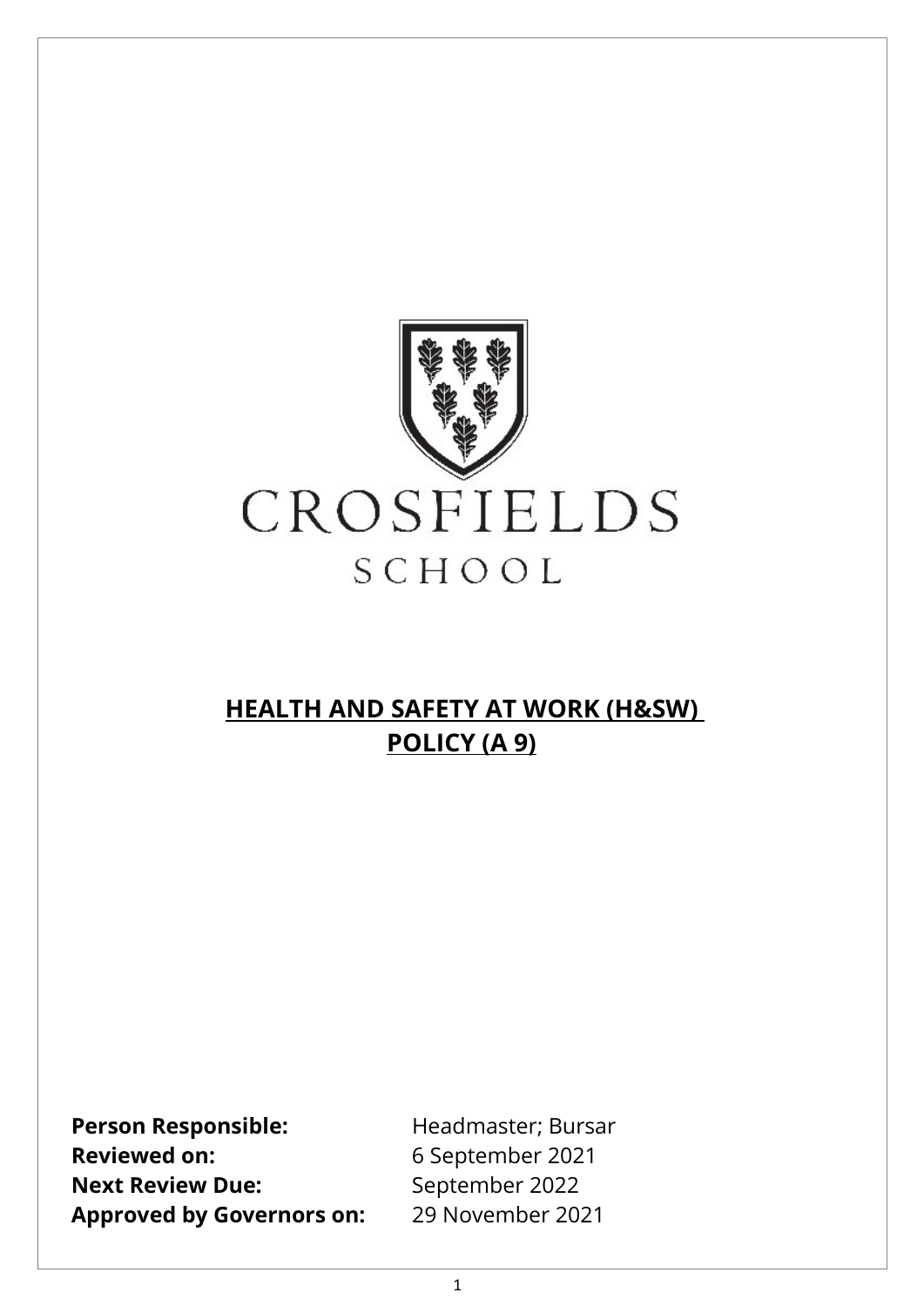CROSFIELDS

SCHOOL

# HEALTH AND SAFETY AT WORK (H&SW) POLICY (A 9)

**Person Responsible:** Headmaster; Bursar
**Reviewed on:** 6 September 2021
**Next Review Due:** September 2022
**Approved by Governors on:** 29 November 2021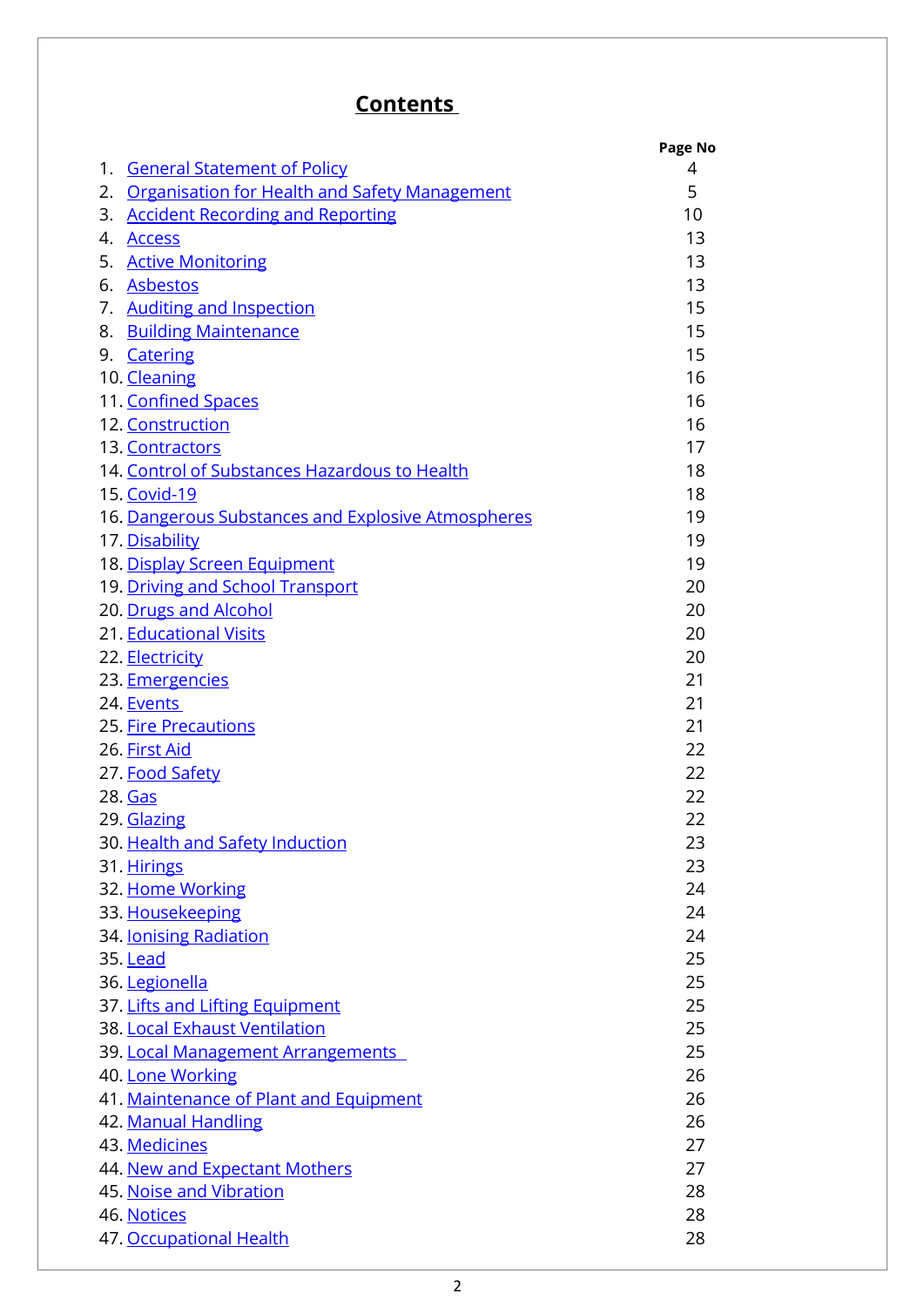# Contents

| | Page No |
|---|---|
| 1. General Statement of Policy | 4 |
| 2. Organisation for Health and Safety Management | 5 |
| 3. Accident Recording and Reporting | 10 |
| 4. Access | 13 |
| 5. Active Monitoring | 13 |
| 6. Asbestos | 13 |
| 7. Auditing and Inspection | 15 |
| 8. Building Maintenance | 15 |
| 9. Catering | 15 |
| 10. Cleaning | 16 |
| 11. Confined Spaces | 16 |
| 12. Construction | 16 |
| 13. Contractors | 17 |
| 14. Control of Substances Hazardous to Health | 18 |
| 15. Covid-19 | 18 |
| 16. Dangerous Substances and Explosive Atmospheres | 19 |
| 17. Disability | 19 |
| 18. Display Screen Equipment | 19 |
| 19. Driving and School Transport | 20 |
| 20. Drugs and Alcohol | 20 |
| 21. Educational Visits | 20 |
| 22. Electricity | 20 |
| 23. Emergencies | 21 |
| 24. Events | 21 |
| 25. Fire Precautions | 21 |
| 26. First Aid | 22 |
| 27. Food Safety | 22 |
| 28. Gas | 22 |
| 29. Glazing | 22 |
| 30. Health and Safety Induction | 23 |
| 31. Hirings | 23 |
| 32. Home Working | 24 |
| 33. Housekeeping | 24 |
| 34. Ionising Radiation | 24 |
| 35. Lead | 25 |
| 36. Legionella | 25 |
| 37. Lifts and Lifting Equipment | 25 |
| 38. Local Exhaust Ventilation | 25 |
| 39. Local Management Arrangements | 25 |
| 40. Lone Working | 26 |
| 41. Maintenance of Plant and Equipment | 26 |
| 42. Manual Handling | 26 |
| 43. Medicines | 27 |
| 44. New and Expectant Mothers | 27 |
| 45. Noise and Vibration | 28 |
| 46. Notices | 28 |
| 47. Occupational Health | 28 |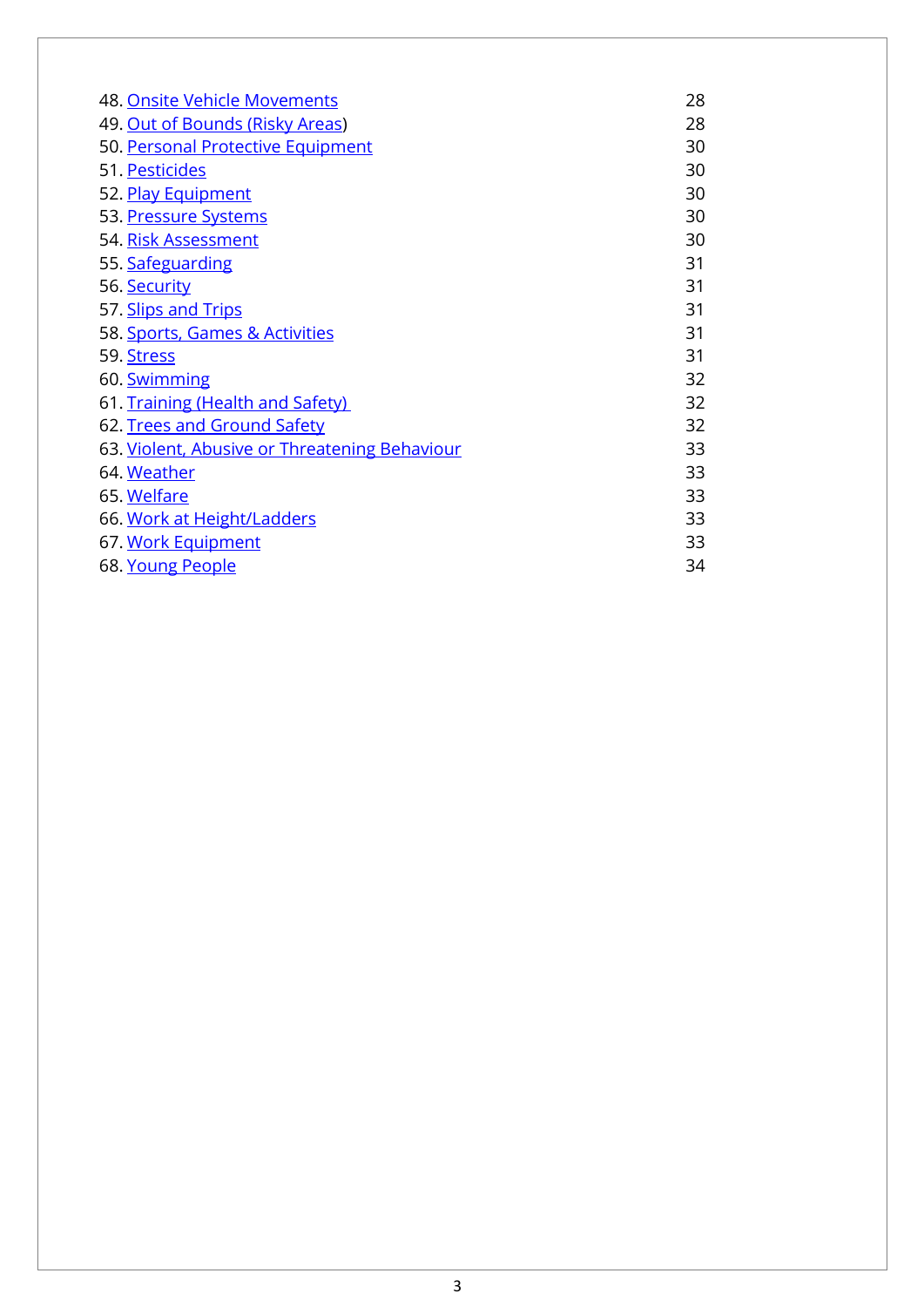48. Onsite Vehicle Movements 28
49. Out of Bounds (Risky Areas) 28
50. Personal Protective Equipment 30
51. Pesticides 30
52. Play Equipment 30
53. Pressure Systems 30
54. Risk Assessment 30
55. Safeguarding 31
56. Security 31
57. Slips and Trips 31
58. Sports, Games & Activities 31
59. Stress 31
60. Swimming 32
61. Training (Health and Safety) 32
62. Trees and Ground Safety 32
63. Violent, Abusive or Threatening Behaviour 33
64. Weather 33
65. Welfare 33
66. Work at Height/Ladders 33
67. Work Equipment 33
68. Young People 34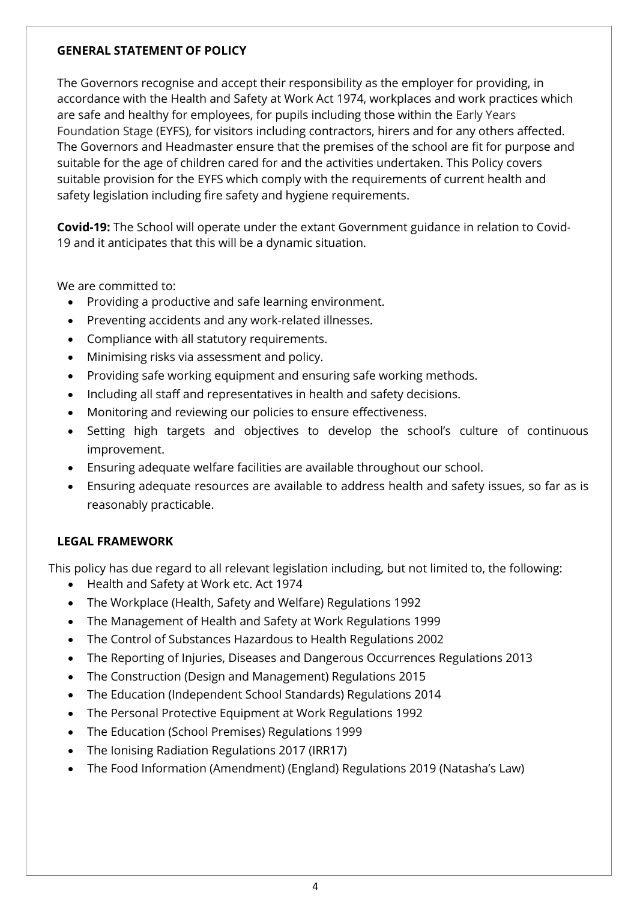## GENERAL STATEMENT OF POLICY

The Governors recognise and accept their responsibility as the employer for providing, in accordance with the Health and Safety at Work Act 1974, workplaces and work practices which are safe and healthy for employees, for pupils including those within the Early Years Foundation Stage (EYFS), for visitors including contractors, hirers and for any others affected. The Governors and Headmaster ensure that the premises of the school are fit for purpose and suitable for the age of children cared for and the activities undertaken. This Policy covers suitable provision for the EYFS which comply with the requirements of current health and safety legislation including fire safety and hygiene requirements.

**Covid-19:** The School will operate under the extant Government guidance in relation to Covid-19 and it anticipates that this will be a dynamic situation.

We are committed to:

- Providing a productive and safe learning environment.
- Preventing accidents and any work-related illnesses.
- Compliance with all statutory requirements.
- Minimising risks via assessment and policy.
- Providing safe working equipment and ensuring safe working methods.
- Including all staff and representatives in health and safety decisions.
- Monitoring and reviewing our policies to ensure effectiveness.
- Setting high targets and objectives to develop the school's culture of continuous improvement.
- Ensuring adequate welfare facilities are available throughout our school.
- Ensuring adequate resources are available to address health and safety issues, so far as is reasonably practicable.

## LEGAL FRAMEWORK

This policy has due regard to all relevant legislation including, but not limited to, the following:

- Health and Safety at Work etc. Act 1974
- The Workplace (Health, Safety and Welfare) Regulations 1992
- The Management of Health and Safety at Work Regulations 1999
- The Control of Substances Hazardous to Health Regulations 2002
- The Reporting of Injuries, Diseases and Dangerous Occurrences Regulations 2013
- The Construction (Design and Management) Regulations 2015
- The Education (Independent School Standards) Regulations 2014
- The Personal Protective Equipment at Work Regulations 1992
- The Education (School Premises) Regulations 1999
- The Ionising Radiation Regulations 2017 (IRR17)
- The Food Information (Amendment) (England) Regulations 2019 (Natasha's Law)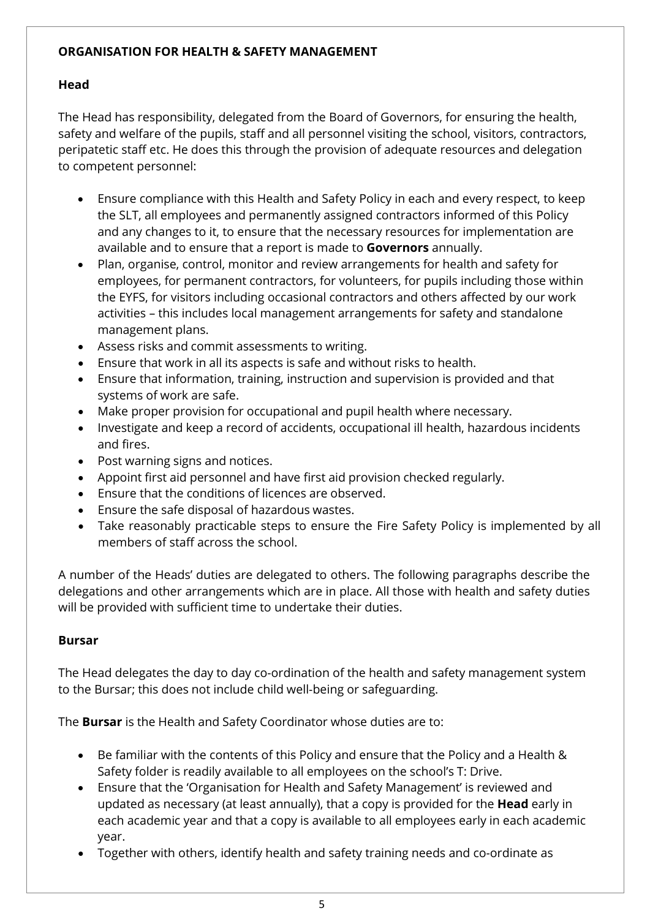## ORGANISATION FOR HEALTH & SAFETY MANAGEMENT

### Head

The Head has responsibility, delegated from the Board of Governors, for ensuring the health, safety and welfare of the pupils, staff and all personnel visiting the school, visitors, contractors, peripatetic staff etc. He does this through the provision of adequate resources and delegation to competent personnel:

- Ensure compliance with this Health and Safety Policy in each and every respect, to keep the SLT, all employees and permanently assigned contractors informed of this Policy and any changes to it, to ensure that the necessary resources for implementation are available and to ensure that a report is made to **Governors** annually.
- Plan, organise, control, monitor and review arrangements for health and safety for employees, for permanent contractors, for volunteers, for pupils including those within the EYFS, for visitors including occasional contractors and others affected by our work activities – this includes local management arrangements for safety and standalone management plans.
- Assess risks and commit assessments to writing.
- Ensure that work in all its aspects is safe and without risks to health.
- Ensure that information, training, instruction and supervision is provided and that systems of work are safe.
- Make proper provision for occupational and pupil health where necessary.
- Investigate and keep a record of accidents, occupational ill health, hazardous incidents and fires.
- Post warning signs and notices.
- Appoint first aid personnel and have first aid provision checked regularly.
- Ensure that the conditions of licences are observed.
- Ensure the safe disposal of hazardous wastes.
- Take reasonably practicable steps to ensure the Fire Safety Policy is implemented by all members of staff across the school.

A number of the Heads' duties are delegated to others. The following paragraphs describe the delegations and other arrangements which are in place. All those with health and safety duties will be provided with sufficient time to undertake their duties.

### Bursar

The Head delegates the day to day co-ordination of the health and safety management system to the Bursar; this does not include child well-being or safeguarding.

The **Bursar** is the Health and Safety Coordinator whose duties are to:

- Be familiar with the contents of this Policy and ensure that the Policy and a Health & Safety folder is readily available to all employees on the school's T: Drive.
- Ensure that the 'Organisation for Health and Safety Management' is reviewed and updated as necessary (at least annually), that a copy is provided for the **Head** early in each academic year and that a copy is available to all employees early in each academic year.
- Together with others, identify health and safety training needs and co-ordinate as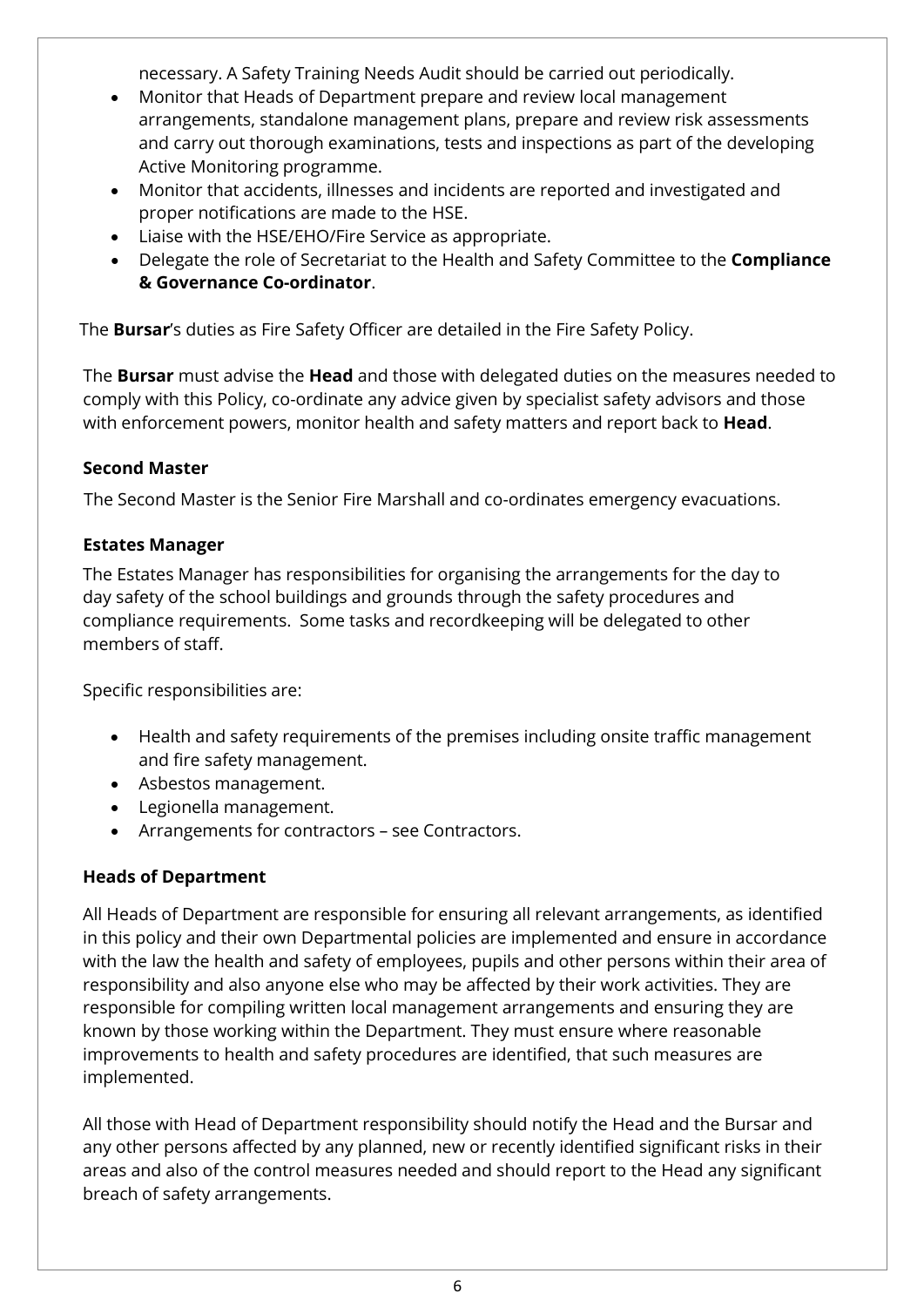necessary. A Safety Training Needs Audit should be carried out periodically.

- Monitor that Heads of Department prepare and review local management arrangements, standalone management plans, prepare and review risk assessments and carry out thorough examinations, tests and inspections as part of the developing Active Monitoring programme.
- Monitor that accidents, illnesses and incidents are reported and investigated and proper notifications are made to the HSE.
- Liaise with the HSE/EHO/Fire Service as appropriate.
- Delegate the role of Secretariat to the Health and Safety Committee to the **Compliance & Governance Co-ordinator**.

The **Bursar**'s duties as Fire Safety Officer are detailed in the Fire Safety Policy.

The **Bursar** must advise the **Head** and those with delegated duties on the measures needed to comply with this Policy, co-ordinate any advice given by specialist safety advisors and those with enforcement powers, monitor health and safety matters and report back to **Head**.

**Second Master**

The Second Master is the Senior Fire Marshall and co-ordinates emergency evacuations.

**Estates Manager**

The Estates Manager has responsibilities for organising the arrangements for the day to day safety of the school buildings and grounds through the safety procedures and compliance requirements. Some tasks and recordkeeping will be delegated to other members of staff.

Specific responsibilities are:

- Health and safety requirements of the premises including onsite traffic management and fire safety management.
- Asbestos management.
- Legionella management.
- Arrangements for contractors – see Contractors.

**Heads of Department**

All Heads of Department are responsible for ensuring all relevant arrangements, as identified in this policy and their own Departmental policies are implemented and ensure in accordance with the law the health and safety of employees, pupils and other persons within their area of responsibility and also anyone else who may be affected by their work activities. They are responsible for compiling written local management arrangements and ensuring they are known by those working within the Department. They must ensure where reasonable improvements to health and safety procedures are identified, that such measures are implemented.

All those with Head of Department responsibility should notify the Head and the Bursar and any other persons affected by any planned, new or recently identified significant risks in their areas and also of the control measures needed and should report to the Head any significant breach of safety arrangements.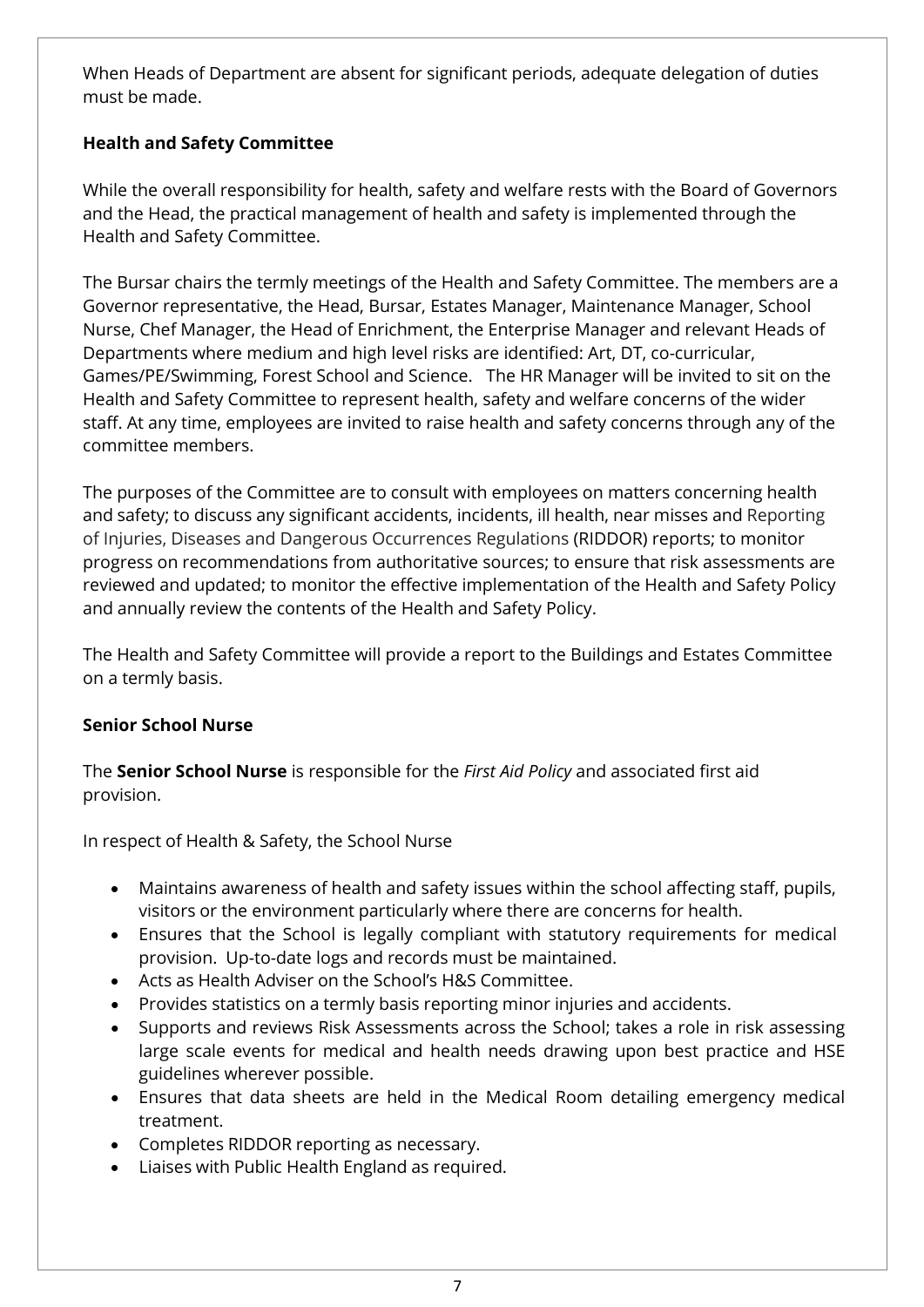When Heads of Department are absent for significant periods, adequate delegation of duties must be made.

**Health and Safety Committee**

While the overall responsibility for health, safety and welfare rests with the Board of Governors and the Head, the practical management of health and safety is implemented through the Health and Safety Committee.

The Bursar chairs the termly meetings of the Health and Safety Committee. The members are a Governor representative, the Head, Bursar, Estates Manager, Maintenance Manager, School Nurse, Chef Manager, the Head of Enrichment, the Enterprise Manager and relevant Heads of Departments where medium and high level risks are identified: Art, DT, co-curricular, Games/PE/Swimming, Forest School and Science. The HR Manager will be invited to sit on the Health and Safety Committee to represent health, safety and welfare concerns of the wider staff. At any time, employees are invited to raise health and safety concerns through any of the committee members.

The purposes of the Committee are to consult with employees on matters concerning health and safety; to discuss any significant accidents, incidents, ill health, near misses and Reporting of Injuries, Diseases and Dangerous Occurrences Regulations (RIDDOR) reports; to monitor progress on recommendations from authoritative sources; to ensure that risk assessments are reviewed and updated; to monitor the effective implementation of the Health and Safety Policy and annually review the contents of the Health and Safety Policy.

The Health and Safety Committee will provide a report to the Buildings and Estates Committee on a termly basis.

**Senior School Nurse**

The **Senior School Nurse** is responsible for the *First Aid Policy* and associated first aid provision.

In respect of Health & Safety, the School Nurse

- Maintains awareness of health and safety issues within the school affecting staff, pupils, visitors or the environment particularly where there are concerns for health.
- Ensures that the School is legally compliant with statutory requirements for medical provision. Up-to-date logs and records must be maintained.
- Acts as Health Adviser on the School's H&S Committee.
- Provides statistics on a termly basis reporting minor injuries and accidents.
- Supports and reviews Risk Assessments across the School; takes a role in risk assessing large scale events for medical and health needs drawing upon best practice and HSE guidelines wherever possible.
- Ensures that data sheets are held in the Medical Room detailing emergency medical treatment.
- Completes RIDDOR reporting as necessary.
- Liaises with Public Health England as required.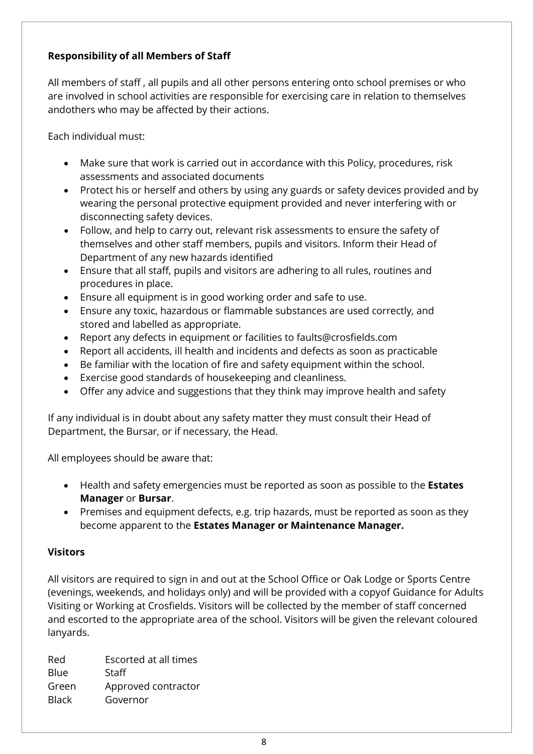**Responsibility of all Members of Staff**

All members of staff , all pupils and all other persons entering onto school premises or who are involved in school activities are responsible for exercising care in relation to themselves andothers who may be affected by their actions.

Each individual must:

- Make sure that work is carried out in accordance with this Policy, procedures, risk assessments and associated documents
- Protect his or herself and others by using any guards or safety devices provided and by wearing the personal protective equipment provided and never interfering with or disconnecting safety devices.
- Follow, and help to carry out, relevant risk assessments to ensure the safety of themselves and other staff members, pupils and visitors. Inform their Head of Department of any new hazards identified
- Ensure that all staff, pupils and visitors are adhering to all rules, routines and procedures in place.
- Ensure all equipment is in good working order and safe to use.
- Ensure any toxic, hazardous or flammable substances are used correctly, and stored and labelled as appropriate.
- Report any defects in equipment or facilities to faults@crosfields.com
- Report all accidents, ill health and incidents and defects as soon as practicable
- Be familiar with the location of fire and safety equipment within the school.
- Exercise good standards of housekeeping and cleanliness.
- Offer any advice and suggestions that they think may improve health and safety

If any individual is in doubt about any safety matter they must consult their Head of Department, the Bursar, or if necessary, the Head.

All employees should be aware that:

- Health and safety emergencies must be reported as soon as possible to the **Estates Manager** or **Bursar**.
- Premises and equipment defects, e.g. trip hazards, must be reported as soon as they become apparent to the **Estates Manager or Maintenance Manager.**

**Visitors**

All visitors are required to sign in and out at the School Office or Oak Lodge or Sports Centre (evenings, weekends, and holidays only) and will be provided with a copyof Guidance for Adults Visiting or Working at Crosfields. Visitors will be collected by the member of staff concerned and escorted to the appropriate area of the school. Visitors will be given the relevant coloured lanyards.

| | |
|---|---|
| Red | Escorted at all times |
| Blue | Staff |
| Green | Approved contractor |
| Black | Governor |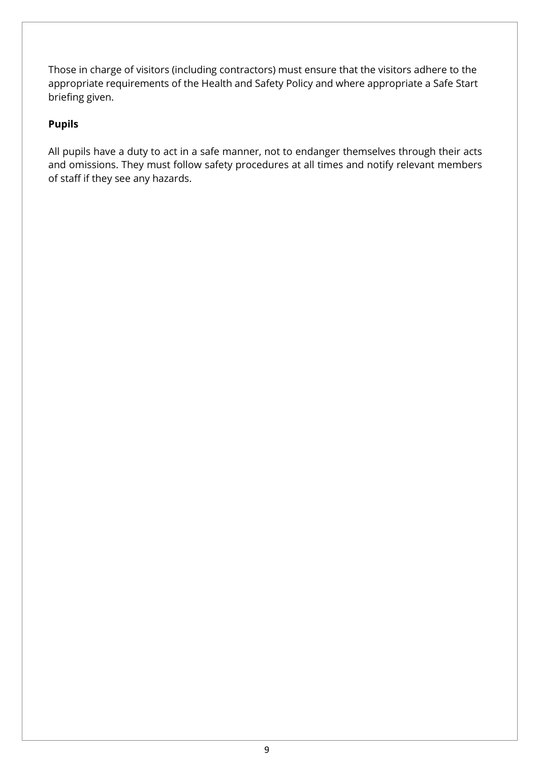Those in charge of visitors (including contractors) must ensure that the visitors adhere to the appropriate requirements of the Health and Safety Policy and where appropriate a Safe Start briefing given.

**Pupils**

All pupils have a duty to act in a safe manner, not to endanger themselves through their acts and omissions. They must follow safety procedures at all times and notify relevant members of staff if they see any hazards.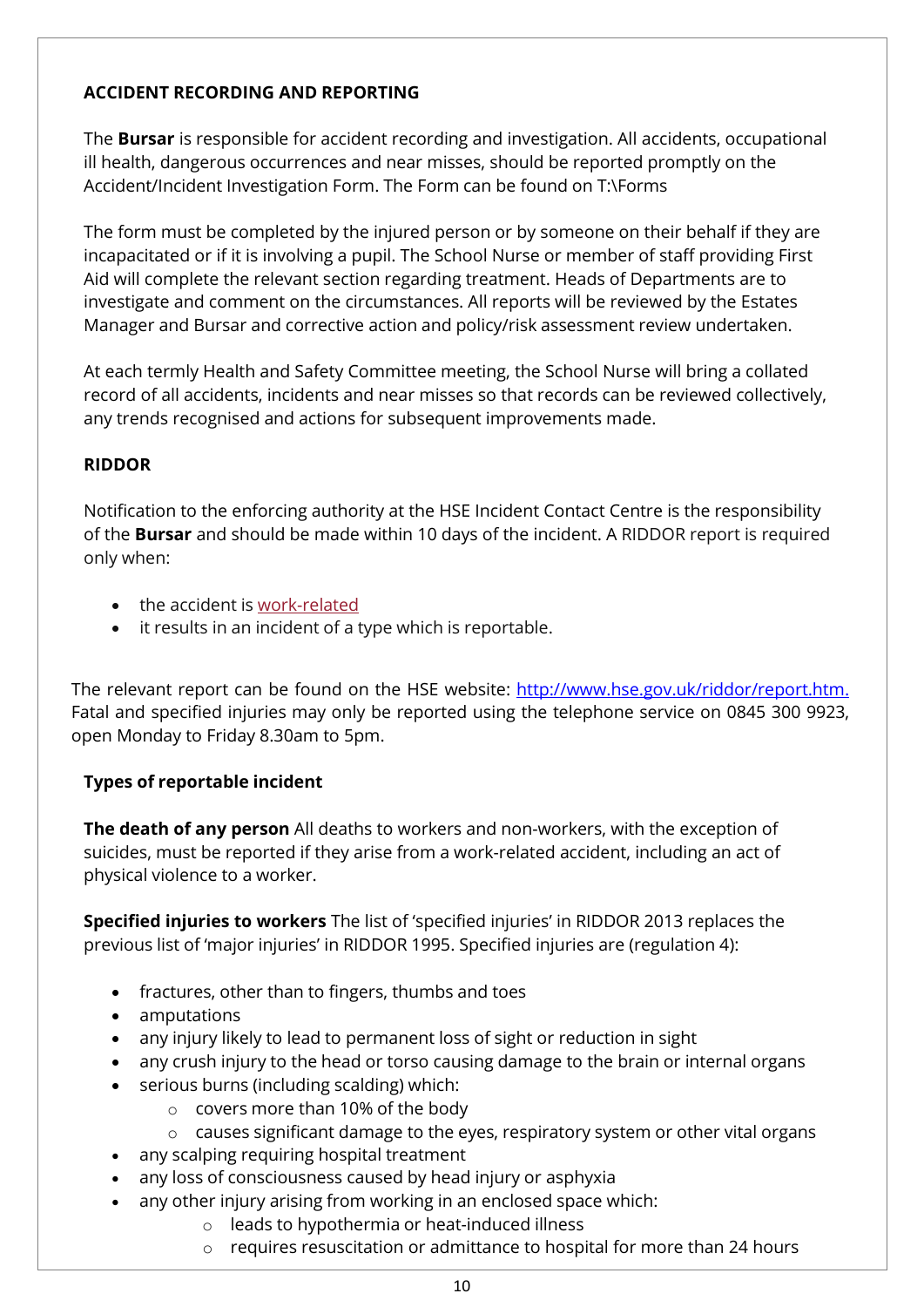## ACCIDENT RECORDING AND REPORTING

The **Bursar** is responsible for accident recording and investigation. All accidents, occupational ill health, dangerous occurrences and near misses, should be reported promptly on the Accident/Incident Investigation Form. The Form can be found on T:\Forms

The form must be completed by the injured person or by someone on their behalf if they are incapacitated or if it is involving a pupil. The School Nurse or member of staff providing First Aid will complete the relevant section regarding treatment. Heads of Departments are to investigate and comment on the circumstances. All reports will be reviewed by the Estates Manager and Bursar and corrective action and policy/risk assessment review undertaken.

At each termly Health and Safety Committee meeting, the School Nurse will bring a collated record of all accidents, incidents and near misses so that records can be reviewed collectively, any trends recognised and actions for subsequent improvements made.

## RIDDOR

Notification to the enforcing authority at the HSE Incident Contact Centre is the responsibility of the **Bursar** and should be made within 10 days of the incident. A RIDDOR report is required only when:

- the accident is work-related
- it results in an incident of a type which is reportable.

The relevant report can be found on the HSE website: http://www.hse.gov.uk/riddor/report.htm. Fatal and specified injuries may only be reported using the telephone service on 0845 300 9923, open Monday to Friday 8.30am to 5pm.

### Types of reportable incident

**The death of any person** All deaths to workers and non-workers, with the exception of suicides, must be reported if they arise from a work-related accident, including an act of physical violence to a worker.

**Specified injuries to workers** The list of 'specified injuries' in RIDDOR 2013 replaces the previous list of 'major injuries' in RIDDOR 1995. Specified injuries are (regulation 4):

- fractures, other than to fingers, thumbs and toes
- amputations
- any injury likely to lead to permanent loss of sight or reduction in sight
- any crush injury to the head or torso causing damage to the brain or internal organs
- serious burns (including scalding) which:
  - covers more than 10% of the body
  - causes significant damage to the eyes, respiratory system or other vital organs
- any scalping requiring hospital treatment
- any loss of consciousness caused by head injury or asphyxia
- any other injury arising from working in an enclosed space which:
  - leads to hypothermia or heat-induced illness
  - requires resuscitation or admittance to hospital for more than 24 hours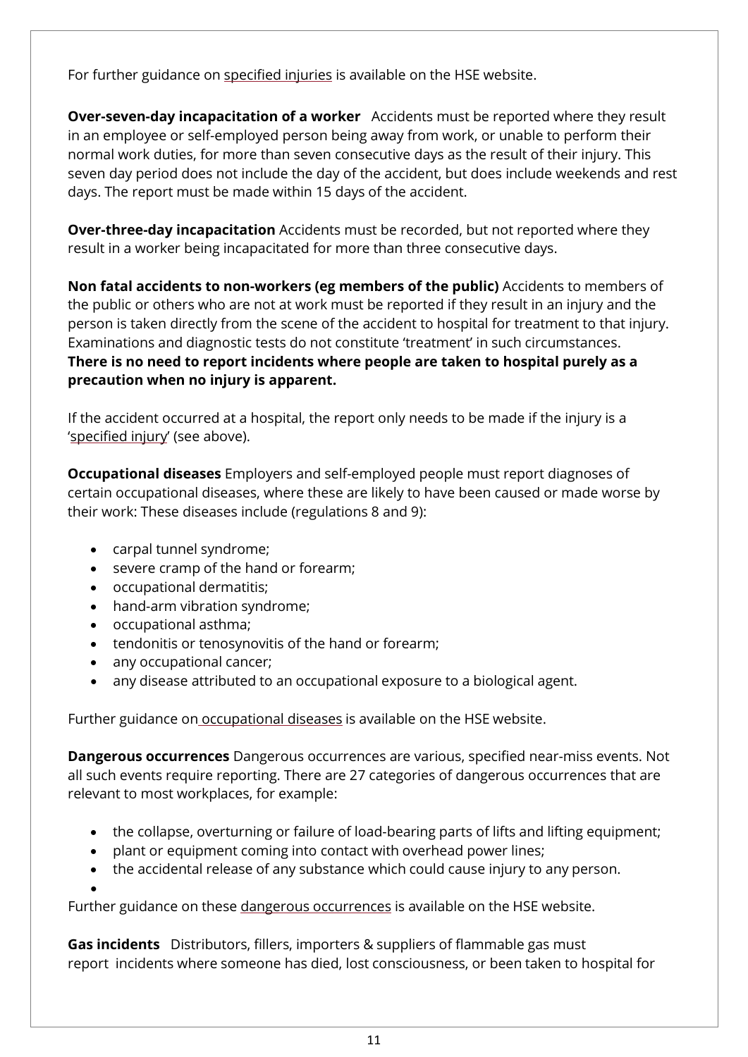For further guidance on specified injuries is available on the HSE website.

**Over-seven-day incapacitation of a worker** Accidents must be reported where they result in an employee or self-employed person being away from work, or unable to perform their normal work duties, for more than seven consecutive days as the result of their injury. This seven day period does not include the day of the accident, but does include weekends and rest days. The report must be made within 15 days of the accident.

**Over-three-day incapacitation** Accidents must be recorded, but not reported where they result in a worker being incapacitated for more than three consecutive days.

**Non fatal accidents to non-workers (eg members of the public)** Accidents to members of the public or others who are not at work must be reported if they result in an injury and the person is taken directly from the scene of the accident to hospital for treatment to that injury. Examinations and diagnostic tests do not constitute 'treatment' in such circumstances. **There is no need to report incidents where people are taken to hospital purely as a precaution when no injury is apparent.**

If the accident occurred at a hospital, the report only needs to be made if the injury is a 'specified injury' (see above).

**Occupational diseases** Employers and self-employed people must report diagnoses of certain occupational diseases, where these are likely to have been caused or made worse by their work: These diseases include (regulations 8 and 9):

- carpal tunnel syndrome;
- severe cramp of the hand or forearm;
- occupational dermatitis;
- hand-arm vibration syndrome;
- occupational asthma;
- tendonitis or tenosynovitis of the hand or forearm;
- any occupational cancer;
- any disease attributed to an occupational exposure to a biological agent.

Further guidance on occupational diseases is available on the HSE website.

**Dangerous occurrences** Dangerous occurrences are various, specified near-miss events. Not all such events require reporting. There are 27 categories of dangerous occurrences that are relevant to most workplaces, for example:

- the collapse, overturning or failure of load-bearing parts of lifts and lifting equipment;
- plant or equipment coming into contact with overhead power lines;
- the accidental release of any substance which could cause injury to any person.

Further guidance on these dangerous occurrences is available on the HSE website.

**Gas incidents** Distributors, fillers, importers & suppliers of flammable gas must report incidents where someone has died, lost consciousness, or been taken to hospital for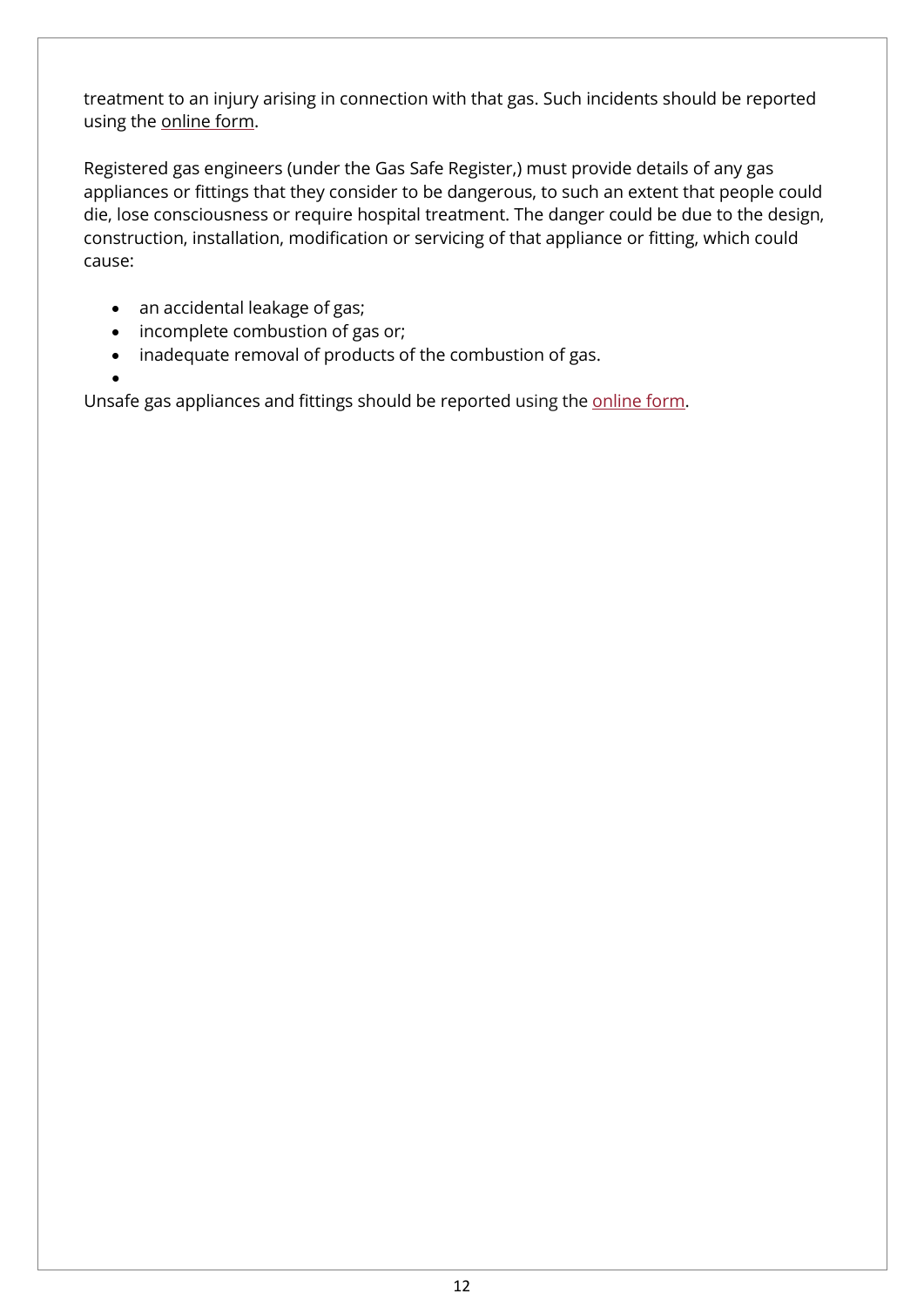treatment to an injury arising in connection with that gas. Such incidents should be reported using the online form.

Registered gas engineers (under the Gas Safe Register,) must provide details of any gas appliances or fittings that they consider to be dangerous, to such an extent that people could die, lose consciousness or require hospital treatment. The danger could be due to the design, construction, installation, modification or servicing of that appliance or fitting, which could cause:

- an accidental leakage of gas;
- incomplete combustion of gas or;
- inadequate removal of products of the combustion of gas.

Unsafe gas appliances and fittings should be reported using the online form.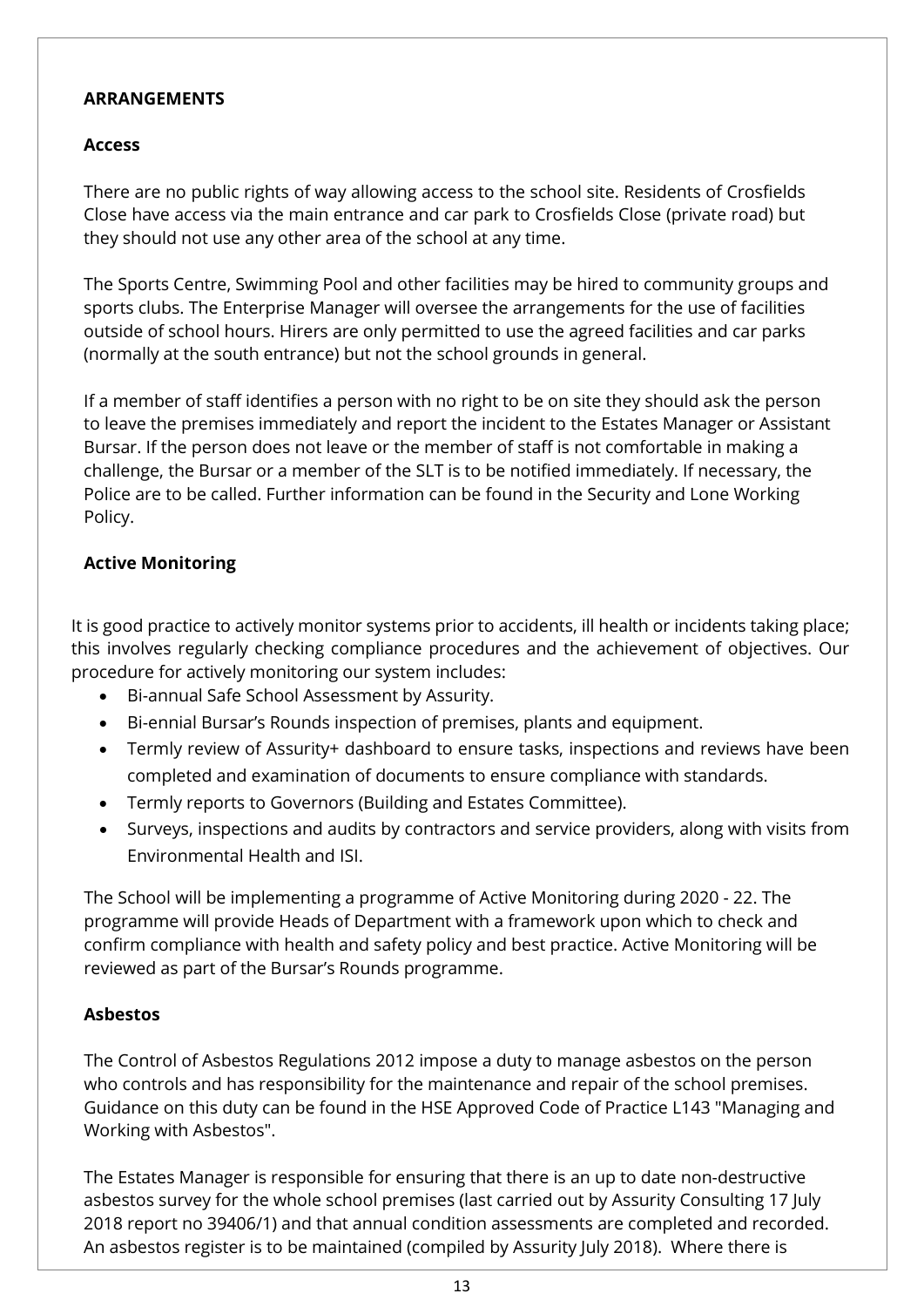## ARRANGEMENTS

### Access

There are no public rights of way allowing access to the school site. Residents of Crosfields Close have access via the main entrance and car park to Crosfields Close (private road) but they should not use any other area of the school at any time.

The Sports Centre, Swimming Pool and other facilities may be hired to community groups and sports clubs. The Enterprise Manager will oversee the arrangements for the use of facilities outside of school hours. Hirers are only permitted to use the agreed facilities and car parks (normally at the south entrance) but not the school grounds in general.

If a member of staff identifies a person with no right to be on site they should ask the person to leave the premises immediately and report the incident to the Estates Manager or Assistant Bursar. If the person does not leave or the member of staff is not comfortable in making a challenge, the Bursar or a member of the SLT is to be notified immediately. If necessary, the Police are to be called. Further information can be found in the Security and Lone Working Policy.

### Active Monitoring

It is good practice to actively monitor systems prior to accidents, ill health or incidents taking place; this involves regularly checking compliance procedures and the achievement of objectives. Our procedure for actively monitoring our system includes:

- Bi-annual Safe School Assessment by Assurity.
- Bi-ennial Bursar's Rounds inspection of premises, plants and equipment.
- Termly review of Assurity+ dashboard to ensure tasks, inspections and reviews have been completed and examination of documents to ensure compliance with standards.
- Termly reports to Governors (Building and Estates Committee).
- Surveys, inspections and audits by contractors and service providers, along with visits from Environmental Health and ISI.

The School will be implementing a programme of Active Monitoring during 2020 - 22. The programme will provide Heads of Department with a framework upon which to check and confirm compliance with health and safety policy and best practice. Active Monitoring will be reviewed as part of the Bursar's Rounds programme.

### Asbestos

The Control of Asbestos Regulations 2012 impose a duty to manage asbestos on the person who controls and has responsibility for the maintenance and repair of the school premises. Guidance on this duty can be found in the HSE Approved Code of Practice L143 "Managing and Working with Asbestos".

The Estates Manager is responsible for ensuring that there is an up to date non-destructive asbestos survey for the whole school premises (last carried out by Assurity Consulting 17 July 2018 report no 39406/1) and that annual condition assessments are completed and recorded. An asbestos register is to be maintained (compiled by Assurity July 2018). Where there is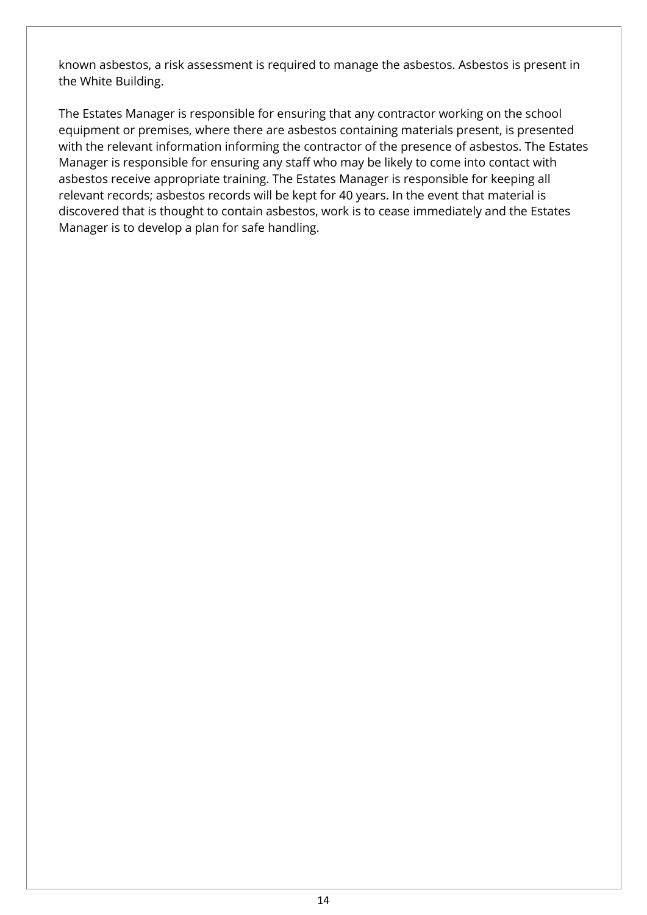known asbestos, a risk assessment is required to manage the asbestos. Asbestos is present in the White Building.

The Estates Manager is responsible for ensuring that any contractor working on the school equipment or premises, where there are asbestos containing materials present, is presented with the relevant information informing the contractor of the presence of asbestos. The Estates Manager is responsible for ensuring any staff who may be likely to come into contact with asbestos receive appropriate training. The Estates Manager is responsible for keeping all relevant records; asbestos records will be kept for 40 years. In the event that material is discovered that is thought to contain asbestos, work is to cease immediately and the Estates Manager is to develop a plan for safe handling.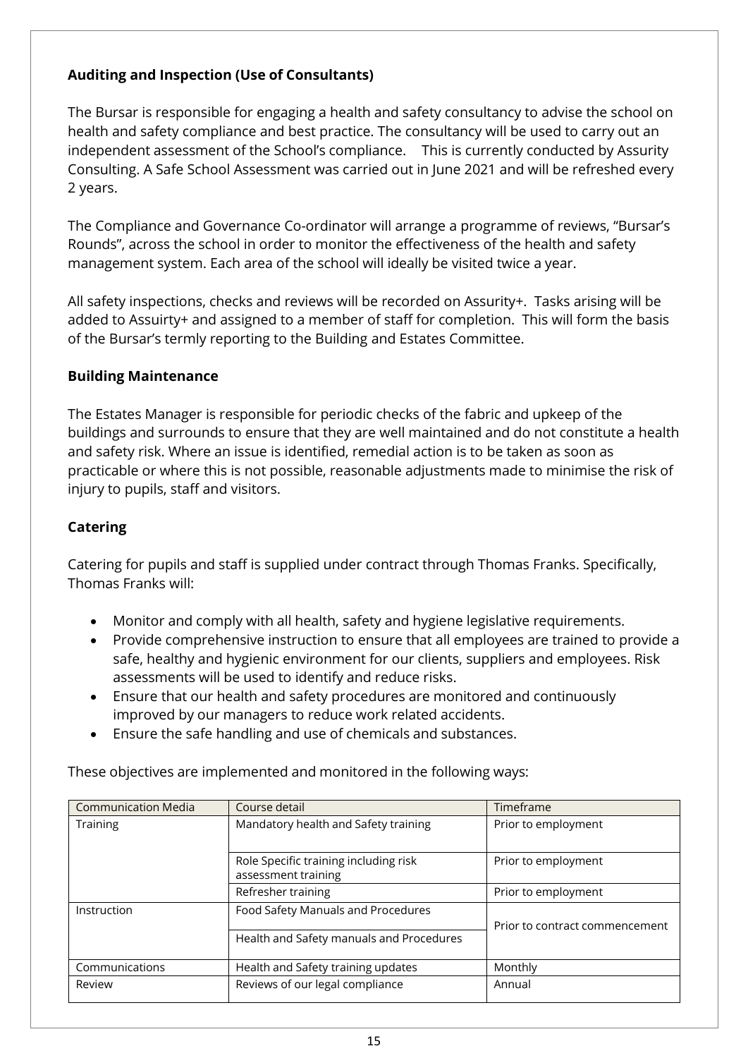**Auditing and Inspection (Use of Consultants)**

The Bursar is responsible for engaging a health and safety consultancy to advise the school on health and safety compliance and best practice. The consultancy will be used to carry out an independent assessment of the School's compliance. This is currently conducted by Assurity Consulting. A Safe School Assessment was carried out in June 2021 and will be refreshed every 2 years.

The Compliance and Governance Co-ordinator will arrange a programme of reviews, "Bursar's Rounds", across the school in order to monitor the effectiveness of the health and safety management system. Each area of the school will ideally be visited twice a year.

All safety inspections, checks and reviews will be recorded on Assurity+. Tasks arising will be added to Assuirty+ and assigned to a member of staff for completion. This will form the basis of the Bursar's termly reporting to the Building and Estates Committee.

**Building Maintenance**

The Estates Manager is responsible for periodic checks of the fabric and upkeep of the buildings and surrounds to ensure that they are well maintained and do not constitute a health and safety risk. Where an issue is identified, remedial action is to be taken as soon as practicable or where this is not possible, reasonable adjustments made to minimise the risk of injury to pupils, staff and visitors.

**Catering**

Catering for pupils and staff is supplied under contract through Thomas Franks. Specifically, Thomas Franks will:

- Monitor and comply with all health, safety and hygiene legislative requirements.
- Provide comprehensive instruction to ensure that all employees are trained to provide a safe, healthy and hygienic environment for our clients, suppliers and employees. Risk assessments will be used to identify and reduce risks.
- Ensure that our health and safety procedures are monitored and continuously improved by our managers to reduce work related accidents.
- Ensure the safe handling and use of chemicals and substances.

These objectives are implemented and monitored in the following ways:

| Communication Media | Course detail | Timeframe |
| --- | --- | --- |
| Training | Mandatory health and Safety training | Prior to employment |
| | Role Specific training including risk assessment training | Prior to employment |
| | Refresher training | Prior to employment |
| Instruction | Food Safety Manuals and Procedures | Prior to contract commencement |
| | Health and Safety manuals and Procedures | |
| Communications | Health and Safety training updates | Monthly |
| Review | Reviews of our legal compliance | Annual |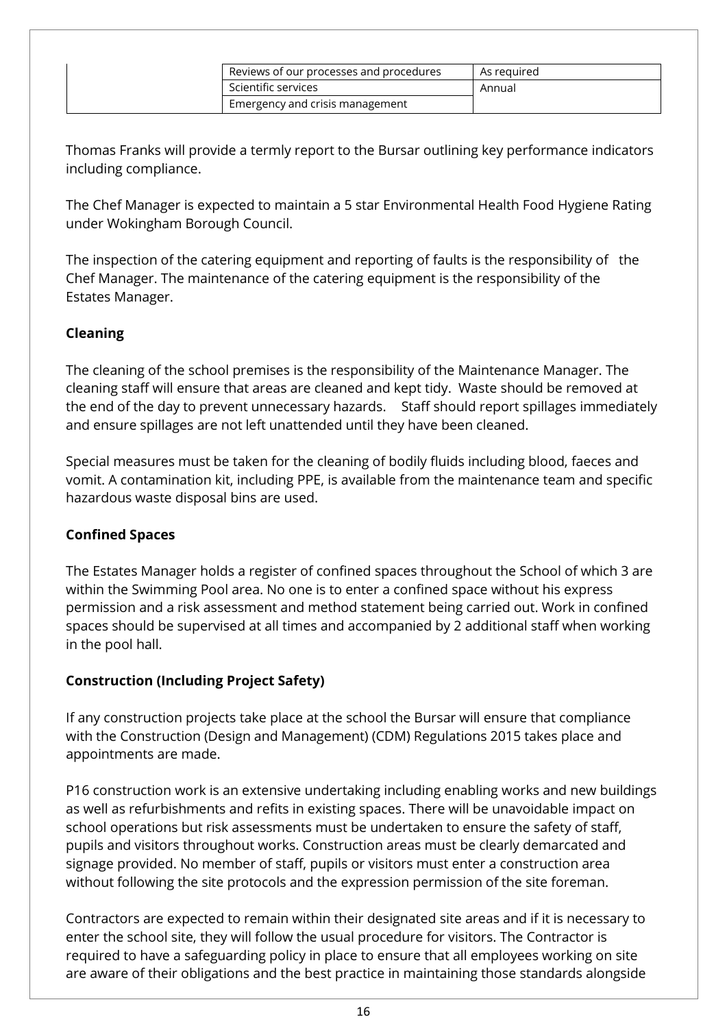| | | |
|---|---|---|
| | Reviews of our processes and procedures | As required |
| | Scientific services | Annual |
| | Emergency and crisis management | |

Thomas Franks will provide a termly report to the Bursar outlining key performance indicators including compliance.

The Chef Manager is expected to maintain a 5 star Environmental Health Food Hygiene Rating under Wokingham Borough Council.

The inspection of the catering equipment and reporting of faults is the responsibility of the Chef Manager. The maintenance of the catering equipment is the responsibility of the Estates Manager.

**Cleaning**

The cleaning of the school premises is the responsibility of the Maintenance Manager. The cleaning staff will ensure that areas are cleaned and kept tidy. Waste should be removed at the end of the day to prevent unnecessary hazards. Staff should report spillages immediately and ensure spillages are not left unattended until they have been cleaned.

Special measures must be taken for the cleaning of bodily fluids including blood, faeces and vomit. A contamination kit, including PPE, is available from the maintenance team and specific hazardous waste disposal bins are used.

**Confined Spaces**

The Estates Manager holds a register of confined spaces throughout the School of which 3 are within the Swimming Pool area. No one is to enter a confined space without his express permission and a risk assessment and method statement being carried out. Work in confined spaces should be supervised at all times and accompanied by 2 additional staff when working in the pool hall.

**Construction (Including Project Safety)**

If any construction projects take place at the school the Bursar will ensure that compliance with the Construction (Design and Management) (CDM) Regulations 2015 takes place and appointments are made.

P16 construction work is an extensive undertaking including enabling works and new buildings as well as refurbishments and refits in existing spaces. There will be unavoidable impact on school operations but risk assessments must be undertaken to ensure the safety of staff, pupils and visitors throughout works. Construction areas must be clearly demarcated and signage provided. No member of staff, pupils or visitors must enter a construction area without following the site protocols and the expression permission of the site foreman.

Contractors are expected to remain within their designated site areas and if it is necessary to enter the school site, they will follow the usual procedure for visitors. The Contractor is required to have a safeguarding policy in place to ensure that all employees working on site are aware of their obligations and the best practice in maintaining those standards alongside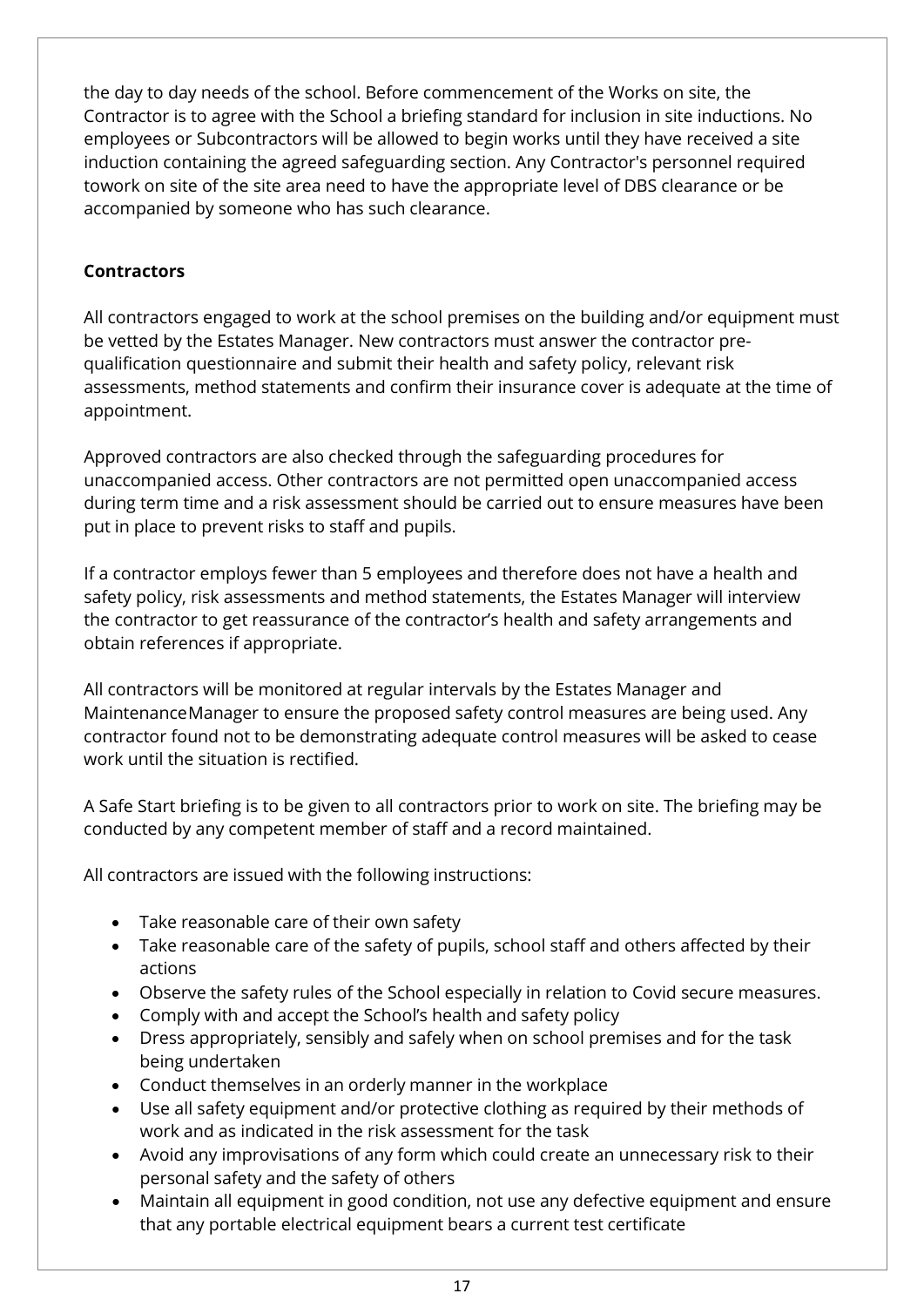the day to day needs of the school. Before commencement of the Works on site, the Contractor is to agree with the School a briefing standard for inclusion in site inductions. No employees or Subcontractors will be allowed to begin works until they have received a site induction containing the agreed safeguarding section. Any Contractor's personnel required towork on site of the site area need to have the appropriate level of DBS clearance or be accompanied by someone who has such clearance.

**Contractors**

All contractors engaged to work at the school premises on the building and/or equipment must be vetted by the Estates Manager. New contractors must answer the contractor pre-qualification questionnaire and submit their health and safety policy, relevant risk assessments, method statements and confirm their insurance cover is adequate at the time of appointment.

Approved contractors are also checked through the safeguarding procedures for unaccompanied access. Other contractors are not permitted open unaccompanied access during term time and a risk assessment should be carried out to ensure measures have been put in place to prevent risks to staff and pupils.

If a contractor employs fewer than 5 employees and therefore does not have a health and safety policy, risk assessments and method statements, the Estates Manager will interview the contractor to get reassurance of the contractor's health and safety arrangements and obtain references if appropriate.

All contractors will be monitored at regular intervals by the Estates Manager and MaintenanceManager to ensure the proposed safety control measures are being used. Any contractor found not to be demonstrating adequate control measures will be asked to cease work until the situation is rectified.

A Safe Start briefing is to be given to all contractors prior to work on site. The briefing may be conducted by any competent member of staff and a record maintained.

All contractors are issued with the following instructions:

- Take reasonable care of their own safety
- Take reasonable care of the safety of pupils, school staff and others affected by their actions
- Observe the safety rules of the School especially in relation to Covid secure measures.
- Comply with and accept the School's health and safety policy
- Dress appropriately, sensibly and safely when on school premises and for the task being undertaken
- Conduct themselves in an orderly manner in the workplace
- Use all safety equipment and/or protective clothing as required by their methods of work and as indicated in the risk assessment for the task
- Avoid any improvisations of any form which could create an unnecessary risk to their personal safety and the safety of others
- Maintain all equipment in good condition, not use any defective equipment and ensure that any portable electrical equipment bears a current test certificate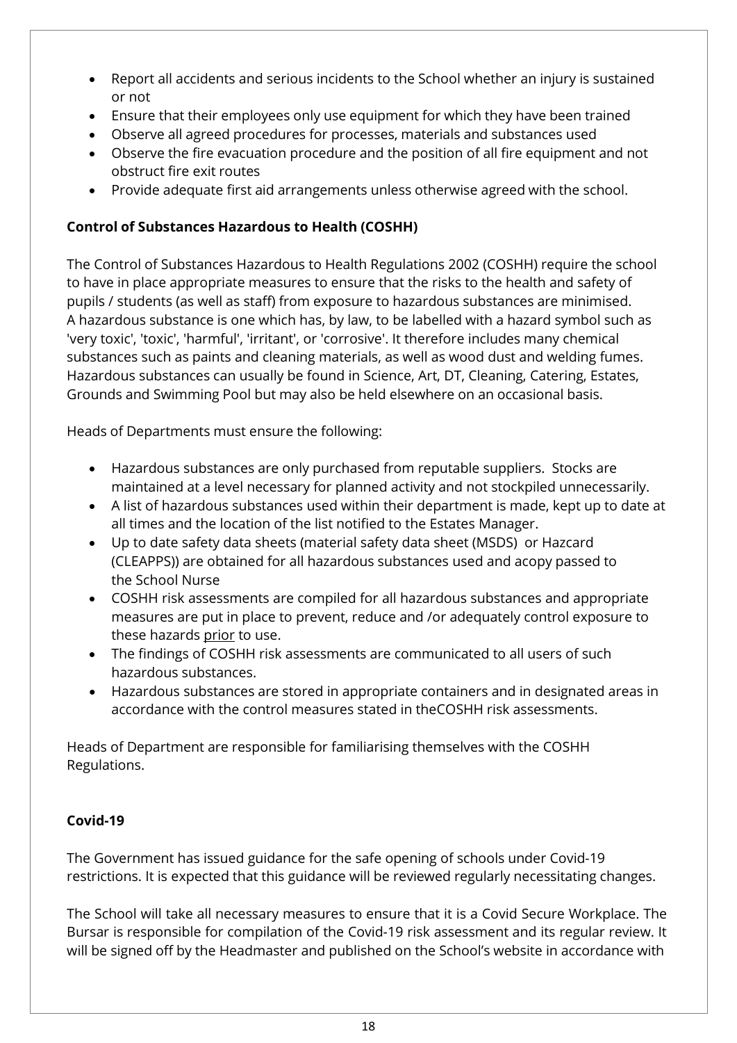- Report all accidents and serious incidents to the School whether an injury is sustained or not
- Ensure that their employees only use equipment for which they have been trained
- Observe all agreed procedures for processes, materials and substances used
- Observe the fire evacuation procedure and the position of all fire equipment and not obstruct fire exit routes
- Provide adequate first aid arrangements unless otherwise agreed with the school.

**Control of Substances Hazardous to Health (COSHH)**

The Control of Substances Hazardous to Health Regulations 2002 (COSHH) require the school to have in place appropriate measures to ensure that the risks to the health and safety of pupils / students (as well as staff) from exposure to hazardous substances are minimised. A hazardous substance is one which has, by law, to be labelled with a hazard symbol such as 'very toxic', 'toxic', 'harmful', 'irritant', or 'corrosive'. It therefore includes many chemical substances such as paints and cleaning materials, as well as wood dust and welding fumes. Hazardous substances can usually be found in Science, Art, DT, Cleaning, Catering, Estates, Grounds and Swimming Pool but may also be held elsewhere on an occasional basis.

Heads of Departments must ensure the following:

- Hazardous substances are only purchased from reputable suppliers. Stocks are maintained at a level necessary for planned activity and not stockpiled unnecessarily.
- A list of hazardous substances used within their department is made, kept up to date at all times and the location of the list notified to the Estates Manager.
- Up to date safety data sheets (material safety data sheet (MSDS) or Hazcard (CLEAPPS)) are obtained for all hazardous substances used and acopy passed to the School Nurse
- COSHH risk assessments are compiled for all hazardous substances and appropriate measures are put in place to prevent, reduce and /or adequately control exposure to these hazards prior to use.
- The findings of COSHH risk assessments are communicated to all users of such hazardous substances.
- Hazardous substances are stored in appropriate containers and in designated areas in accordance with the control measures stated in theCOSHH risk assessments.

Heads of Department are responsible for familiarising themselves with the COSHH Regulations.

**Covid-19**

The Government has issued guidance for the safe opening of schools under Covid-19 restrictions. It is expected that this guidance will be reviewed regularly necessitating changes.

The School will take all necessary measures to ensure that it is a Covid Secure Workplace. The Bursar is responsible for compilation of the Covid-19 risk assessment and its regular review. It will be signed off by the Headmaster and published on the School's website in accordance with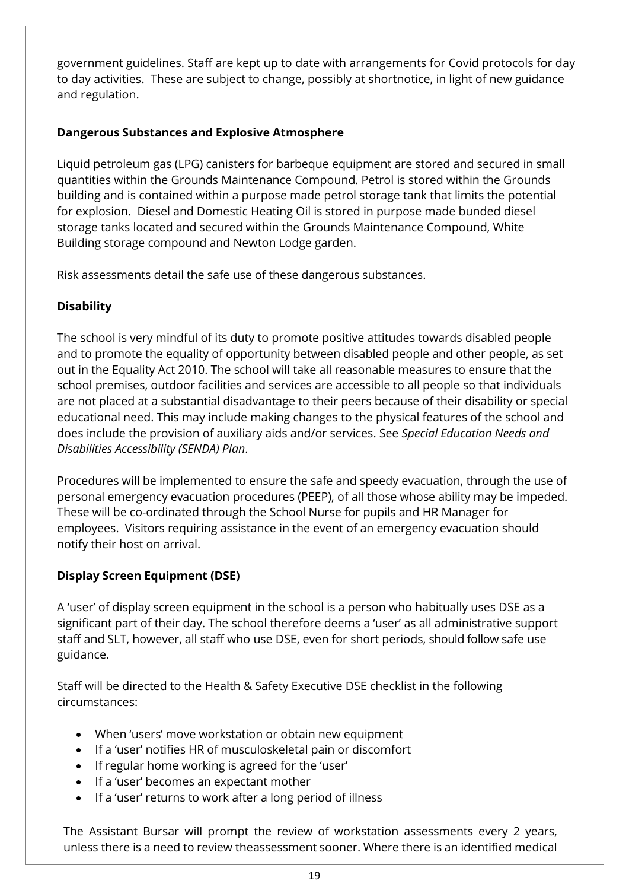government guidelines. Staff are kept up to date with arrangements for Covid protocols for day to day activities. These are subject to change, possibly at shortnotice, in light of new guidance and regulation.

**Dangerous Substances and Explosive Atmosphere**

Liquid petroleum gas (LPG) canisters for barbeque equipment are stored and secured in small quantities within the Grounds Maintenance Compound. Petrol is stored within the Grounds building and is contained within a purpose made petrol storage tank that limits the potential for explosion. Diesel and Domestic Heating Oil is stored in purpose made bunded diesel storage tanks located and secured within the Grounds Maintenance Compound, White Building storage compound and Newton Lodge garden.

Risk assessments detail the safe use of these dangerous substances.

**Disability**

The school is very mindful of its duty to promote positive attitudes towards disabled people and to promote the equality of opportunity between disabled people and other people, as set out in the Equality Act 2010. The school will take all reasonable measures to ensure that the school premises, outdoor facilities and services are accessible to all people so that individuals are not placed at a substantial disadvantage to their peers because of their disability or special educational need. This may include making changes to the physical features of the school and does include the provision of auxiliary aids and/or services. See *Special Education Needs and Disabilities Accessibility (SENDA) Plan*.

Procedures will be implemented to ensure the safe and speedy evacuation, through the use of personal emergency evacuation procedures (PEEP), of all those whose ability may be impeded. These will be co-ordinated through the School Nurse for pupils and HR Manager for employees. Visitors requiring assistance in the event of an emergency evacuation should notify their host on arrival.

**Display Screen Equipment (DSE)**

A 'user' of display screen equipment in the school is a person who habitually uses DSE as a significant part of their day. The school therefore deems a 'user' as all administrative support staff and SLT, however, all staff who use DSE, even for short periods, should follow safe use guidance.

Staff will be directed to the Health & Safety Executive DSE checklist in the following circumstances:

- When 'users' move workstation or obtain new equipment
- If a 'user' notifies HR of musculoskeletal pain or discomfort
- If regular home working is agreed for the 'user'
- If a 'user' becomes an expectant mother
- If a 'user' returns to work after a long period of illness

The Assistant Bursar will prompt the review of workstation assessments every 2 years, unless there is a need to review theassessment sooner. Where there is an identified medical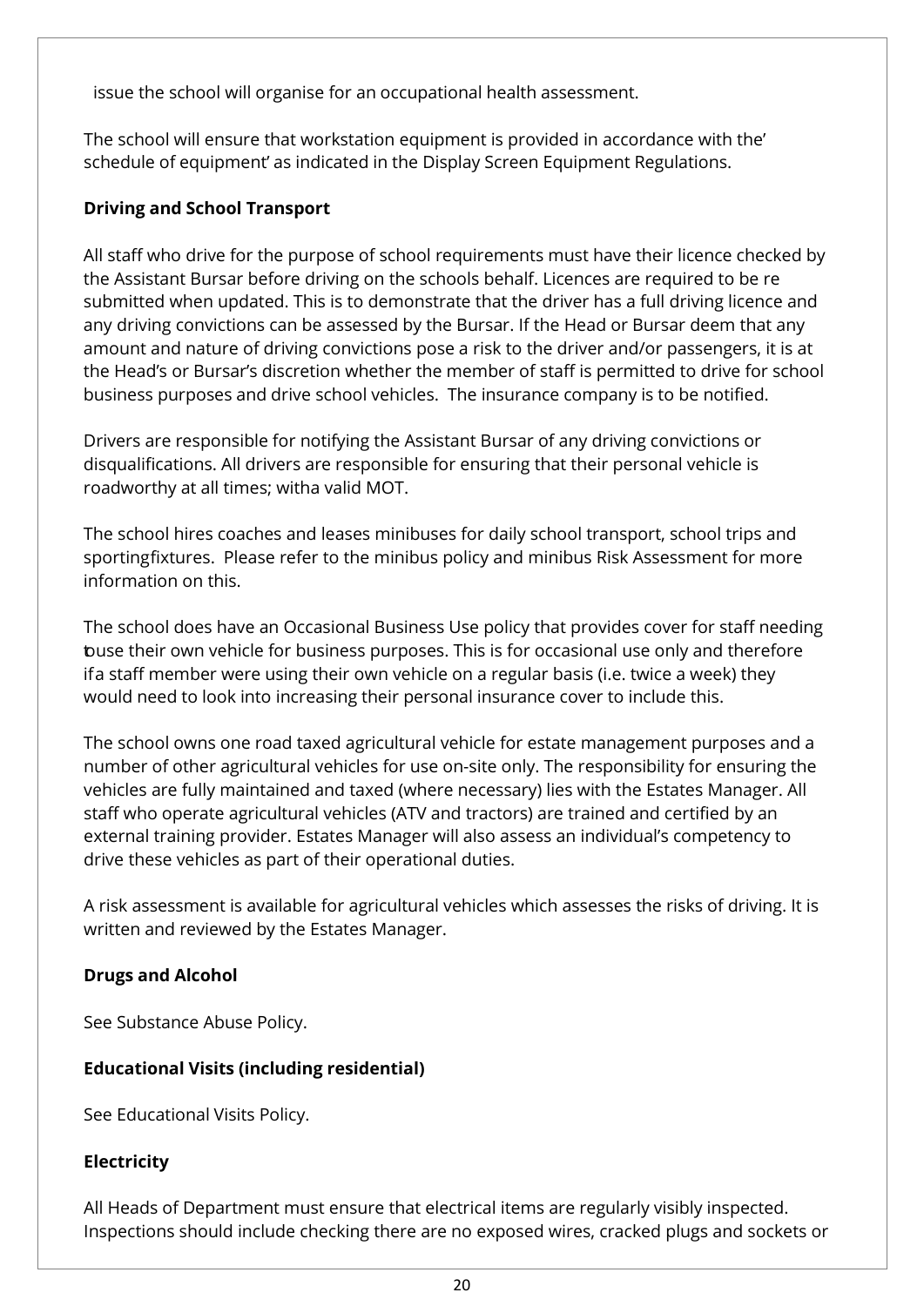issue the school will organise for an occupational health assessment.

The school will ensure that workstation equipment is provided in accordance with the' schedule of equipment' as indicated in the Display Screen Equipment Regulations.

**Driving and School Transport**

All staff who drive for the purpose of school requirements must have their licence checked by the Assistant Bursar before driving on the schools behalf. Licences are required to be re submitted when updated. This is to demonstrate that the driver has a full driving licence and any driving convictions can be assessed by the Bursar. If the Head or Bursar deem that any amount and nature of driving convictions pose a risk to the driver and/or passengers, it is at the Head's or Bursar's discretion whether the member of staff is permitted to drive for school business purposes and drive school vehicles. The insurance company is to be notified.

Drivers are responsible for notifying the Assistant Bursar of any driving convictions or disqualifications. All drivers are responsible for ensuring that their personal vehicle is roadworthy at all times; witha valid MOT.

The school hires coaches and leases minibuses for daily school transport, school trips and sportingfixtures. Please refer to the minibus policy and minibus Risk Assessment for more information on this.

The school does have an Occasional Business Use policy that provides cover for staff needing touse their own vehicle for business purposes. This is for occasional use only and therefore ifa staff member were using their own vehicle on a regular basis (i.e. twice a week) they would need to look into increasing their personal insurance cover to include this.

The school owns one road taxed agricultural vehicle for estate management purposes and a number of other agricultural vehicles for use on-site only. The responsibility for ensuring the vehicles are fully maintained and taxed (where necessary) lies with the Estates Manager. All staff who operate agricultural vehicles (ATV and tractors) are trained and certified by an external training provider. Estates Manager will also assess an individual's competency to drive these vehicles as part of their operational duties.

A risk assessment is available for agricultural vehicles which assesses the risks of driving. It is written and reviewed by the Estates Manager.

**Drugs and Alcohol**

See Substance Abuse Policy.

**Educational Visits (including residential)**

See Educational Visits Policy.

**Electricity**

All Heads of Department must ensure that electrical items are regularly visibly inspected. Inspections should include checking there are no exposed wires, cracked plugs and sockets or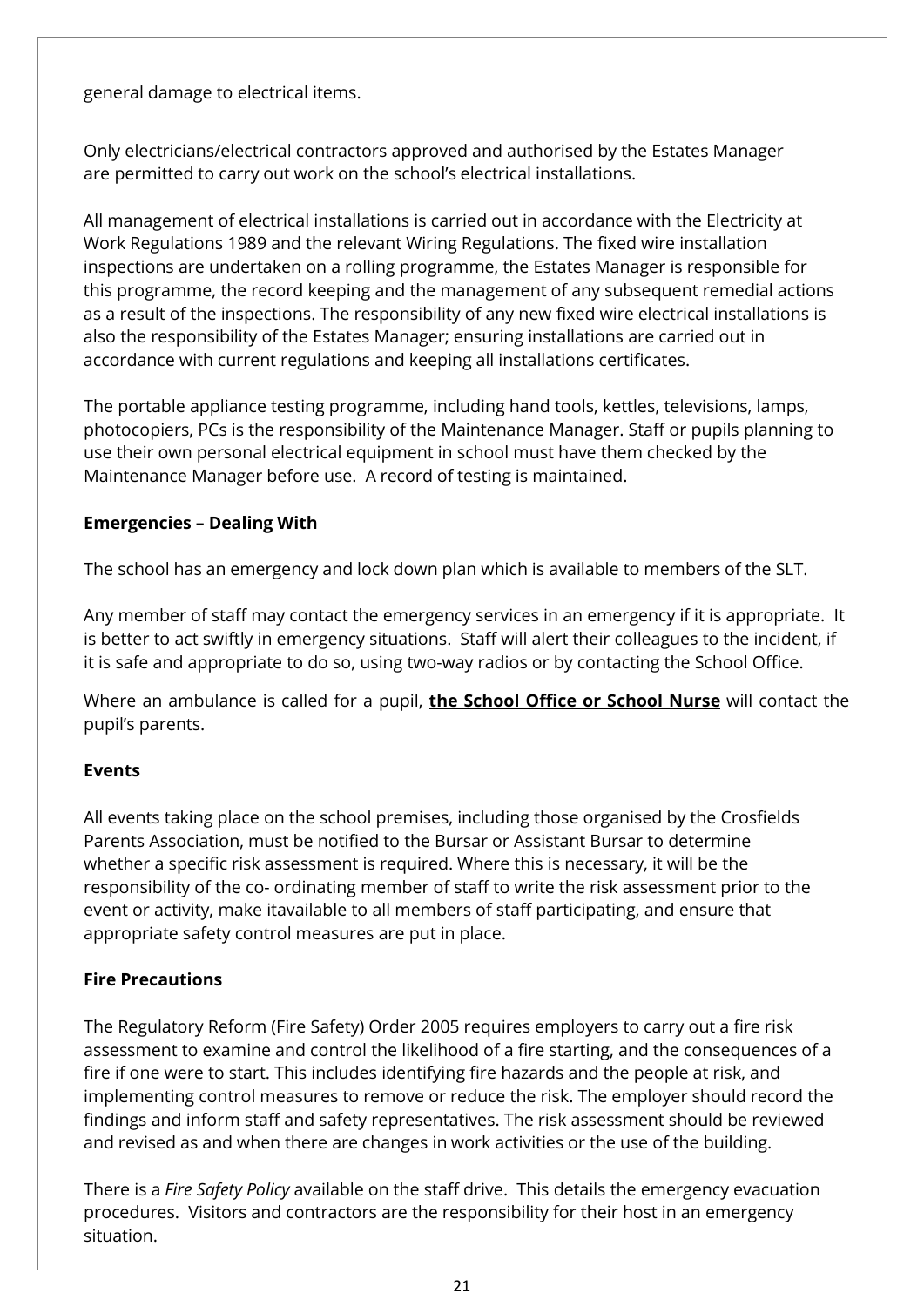general damage to electrical items.

Only electricians/electrical contractors approved and authorised by the Estates Manager are permitted to carry out work on the school's electrical installations.

All management of electrical installations is carried out in accordance with the Electricity at Work Regulations 1989 and the relevant Wiring Regulations. The fixed wire installation inspections are undertaken on a rolling programme, the Estates Manager is responsible for this programme, the record keeping and the management of any subsequent remedial actions as a result of the inspections. The responsibility of any new fixed wire electrical installations is also the responsibility of the Estates Manager; ensuring installations are carried out in accordance with current regulations and keeping all installations certificates.

The portable appliance testing programme, including hand tools, kettles, televisions, lamps, photocopiers, PCs is the responsibility of the Maintenance Manager. Staff or pupils planning to use their own personal electrical equipment in school must have them checked by the Maintenance Manager before use. A record of testing is maintained.

**Emergencies – Dealing With**

The school has an emergency and lock down plan which is available to members of the SLT.

Any member of staff may contact the emergency services in an emergency if it is appropriate. It is better to act swiftly in emergency situations. Staff will alert their colleagues to the incident, if it is safe and appropriate to do so, using two-way radios or by contacting the School Office.

Where an ambulance is called for a pupil, **the School Office or School Nurse** will contact the pupil's parents.

**Events**

All events taking place on the school premises, including those organised by the Crosfields Parents Association, must be notified to the Bursar or Assistant Bursar to determine whether a specific risk assessment is required. Where this is necessary, it will be the responsibility of the co- ordinating member of staff to write the risk assessment prior to the event or activity, make itavailable to all members of staff participating, and ensure that appropriate safety control measures are put in place.

**Fire Precautions**

The Regulatory Reform (Fire Safety) Order 2005 requires employers to carry out a fire risk assessment to examine and control the likelihood of a fire starting, and the consequences of a fire if one were to start. This includes identifying fire hazards and the people at risk, and implementing control measures to remove or reduce the risk. The employer should record the findings and inform staff and safety representatives. The risk assessment should be reviewed and revised as and when there are changes in work activities or the use of the building.

There is a *Fire Safety Policy* available on the staff drive. This details the emergency evacuation procedures. Visitors and contractors are the responsibility for their host in an emergency situation.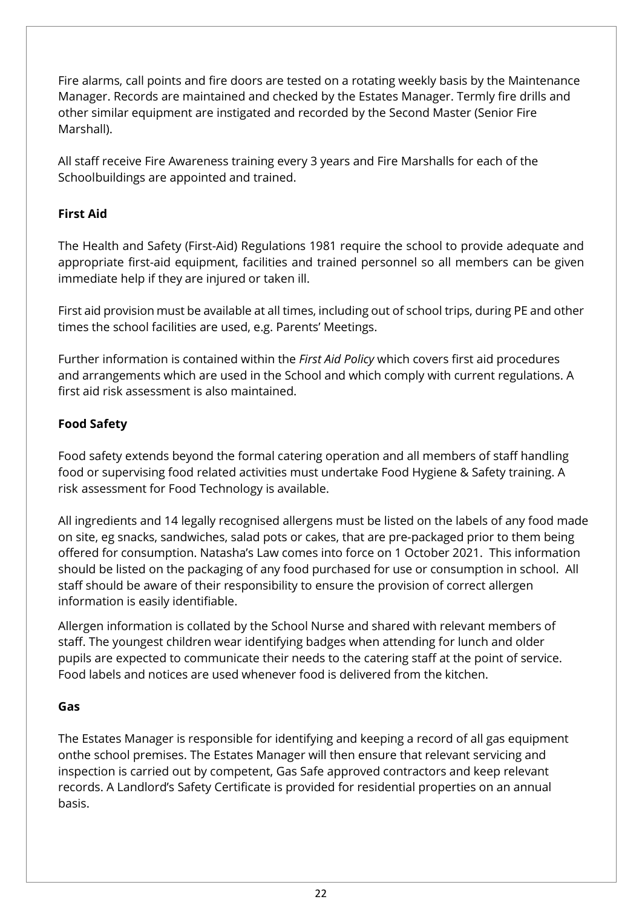Fire alarms, call points and fire doors are tested on a rotating weekly basis by the Maintenance Manager. Records are maintained and checked by the Estates Manager. Termly fire drills and other similar equipment are instigated and recorded by the Second Master (Senior Fire Marshall).

All staff receive Fire Awareness training every 3 years and Fire Marshalls for each of the Schoolbuildings are appointed and trained.

**First Aid**

The Health and Safety (First-Aid) Regulations 1981 require the school to provide adequate and appropriate first-aid equipment, facilities and trained personnel so all members can be given immediate help if they are injured or taken ill.

First aid provision must be available at all times, including out of school trips, during PE and other times the school facilities are used, e.g. Parents' Meetings.

Further information is contained within the *First Aid Policy* which covers first aid procedures and arrangements which are used in the School and which comply with current regulations. A first aid risk assessment is also maintained.

**Food Safety**

Food safety extends beyond the formal catering operation and all members of staff handling food or supervising food related activities must undertake Food Hygiene & Safety training. A risk assessment for Food Technology is available.

All ingredients and 14 legally recognised allergens must be listed on the labels of any food made on site, eg snacks, sandwiches, salad pots or cakes, that are pre-packaged prior to them being offered for consumption. Natasha's Law comes into force on 1 October 2021. This information should be listed on the packaging of any food purchased for use or consumption in school. All staff should be aware of their responsibility to ensure the provision of correct allergen information is easily identifiable.

Allergen information is collated by the School Nurse and shared with relevant members of staff. The youngest children wear identifying badges when attending for lunch and older pupils are expected to communicate their needs to the catering staff at the point of service. Food labels and notices are used whenever food is delivered from the kitchen.

**Gas**

The Estates Manager is responsible for identifying and keeping a record of all gas equipment onthe school premises. The Estates Manager will then ensure that relevant servicing and inspection is carried out by competent, Gas Safe approved contractors and keep relevant records. A Landlord's Safety Certificate is provided for residential properties on an annual basis.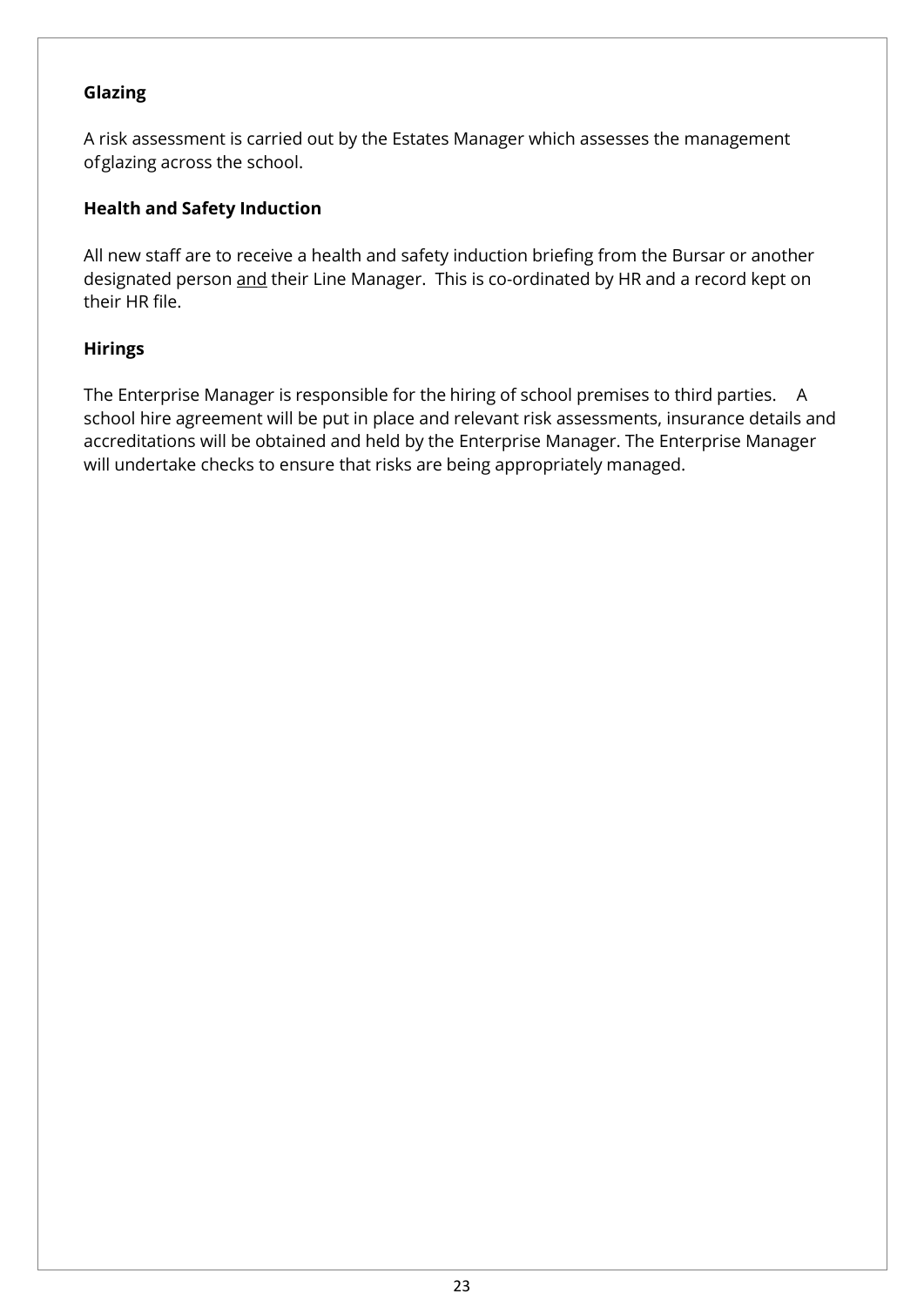## Glazing

A risk assessment is carried out by the Estates Manager which assesses the management of glazing across the school.

## Health and Safety Induction

All new staff are to receive a health and safety induction briefing from the Bursar or another designated person <u>and</u> their Line Manager. This is co-ordinated by HR and a record kept on their HR file.

## Hirings

The Enterprise Manager is responsible for the hiring of school premises to third parties. A school hire agreement will be put in place and relevant risk assessments, insurance details and accreditations will be obtained and held by the Enterprise Manager. The Enterprise Manager will undertake checks to ensure that risks are being appropriately managed.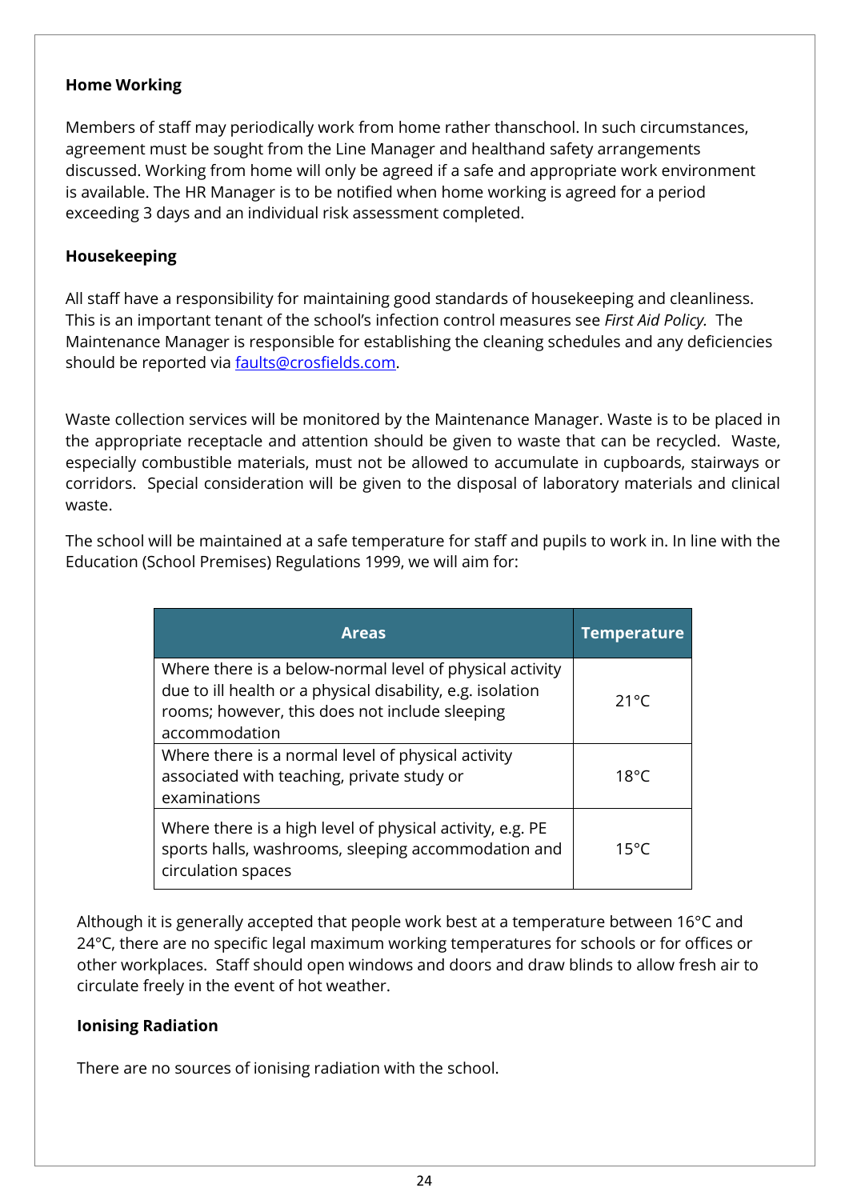**Home Working**

Members of staff may periodically work from home rather thanschool. In such circumstances, agreement must be sought from the Line Manager and healthand safety arrangements discussed. Working from home will only be agreed if a safe and appropriate work environment is available. The HR Manager is to be notified when home working is agreed for a period exceeding 3 days and an individual risk assessment completed.

**Housekeeping**

All staff have a responsibility for maintaining good standards of housekeeping and cleanliness. This is an important tenant of the school's infection control measures see *First Aid Policy.* The Maintenance Manager is responsible for establishing the cleaning schedules and any deficiencies should be reported via faults@crosfields.com.

Waste collection services will be monitored by the Maintenance Manager. Waste is to be placed in the appropriate receptacle and attention should be given to waste that can be recycled. Waste, especially combustible materials, must not be allowed to accumulate in cupboards, stairways or corridors. Special consideration will be given to the disposal of laboratory materials and clinical waste.

The school will be maintained at a safe temperature for staff and pupils to work in. In line with the Education (School Premises) Regulations 1999, we will aim for:

| Areas | Temperature |
|---|---|
| Where there is a below-normal level of physical activity due to ill health or a physical disability, e.g. isolation rooms; however, this does not include sleeping accommodation | 21°C |
| Where there is a normal level of physical activity associated with teaching, private study or examinations | 18°C |
| Where there is a high level of physical activity, e.g. PE sports halls, washrooms, sleeping accommodation and circulation spaces | 15°C |

Although it is generally accepted that people work best at a temperature between 16°C and 24°C, there are no specific legal maximum working temperatures for schools or for offices or other workplaces. Staff should open windows and doors and draw blinds to allow fresh air to circulate freely in the event of hot weather.

**Ionising Radiation**

There are no sources of ionising radiation with the school.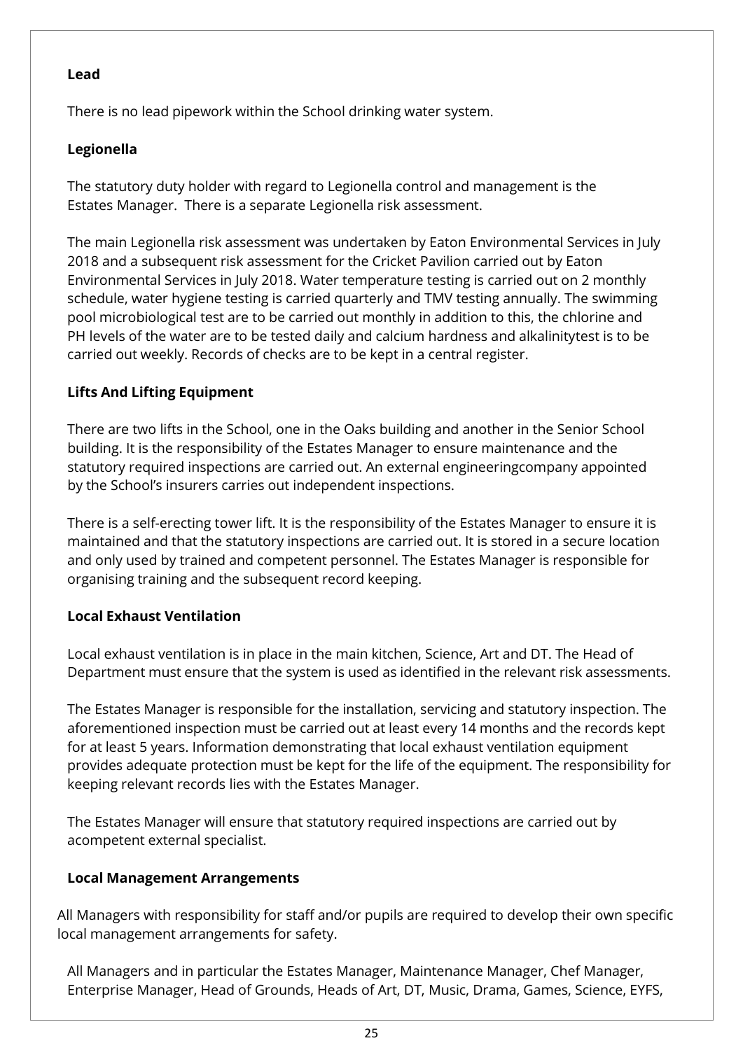**Lead**

There is no lead pipework within the School drinking water system.

**Legionella**

The statutory duty holder with regard to Legionella control and management is the Estates Manager. There is a separate Legionella risk assessment.

The main Legionella risk assessment was undertaken by Eaton Environmental Services in July 2018 and a subsequent risk assessment for the Cricket Pavilion carried out by Eaton Environmental Services in July 2018. Water temperature testing is carried out on 2 monthly schedule, water hygiene testing is carried quarterly and TMV testing annually. The swimming pool microbiological test are to be carried out monthly in addition to this, the chlorine and PH levels of the water are to be tested daily and calcium hardness and alkalinitytest is to be carried out weekly. Records of checks are to be kept in a central register.

**Lifts And Lifting Equipment**

There are two lifts in the School, one in the Oaks building and another in the Senior School building. It is the responsibility of the Estates Manager to ensure maintenance and the statutory required inspections are carried out. An external engineeringcompany appointed by the School's insurers carries out independent inspections.

There is a self-erecting tower lift. It is the responsibility of the Estates Manager to ensure it is maintained and that the statutory inspections are carried out. It is stored in a secure location and only used by trained and competent personnel. The Estates Manager is responsible for organising training and the subsequent record keeping.

**Local Exhaust Ventilation**

Local exhaust ventilation is in place in the main kitchen, Science, Art and DT. The Head of Department must ensure that the system is used as identified in the relevant risk assessments.

The Estates Manager is responsible for the installation, servicing and statutory inspection. The aforementioned inspection must be carried out at least every 14 months and the records kept for at least 5 years. Information demonstrating that local exhaust ventilation equipment provides adequate protection must be kept for the life of the equipment. The responsibility for keeping relevant records lies with the Estates Manager.

The Estates Manager will ensure that statutory required inspections are carried out by acompetent external specialist.

**Local Management Arrangements**

All Managers with responsibility for staff and/or pupils are required to develop their own specific local management arrangements for safety.

All Managers and in particular the Estates Manager, Maintenance Manager, Chef Manager, Enterprise Manager, Head of Grounds, Heads of Art, DT, Music, Drama, Games, Science, EYFS,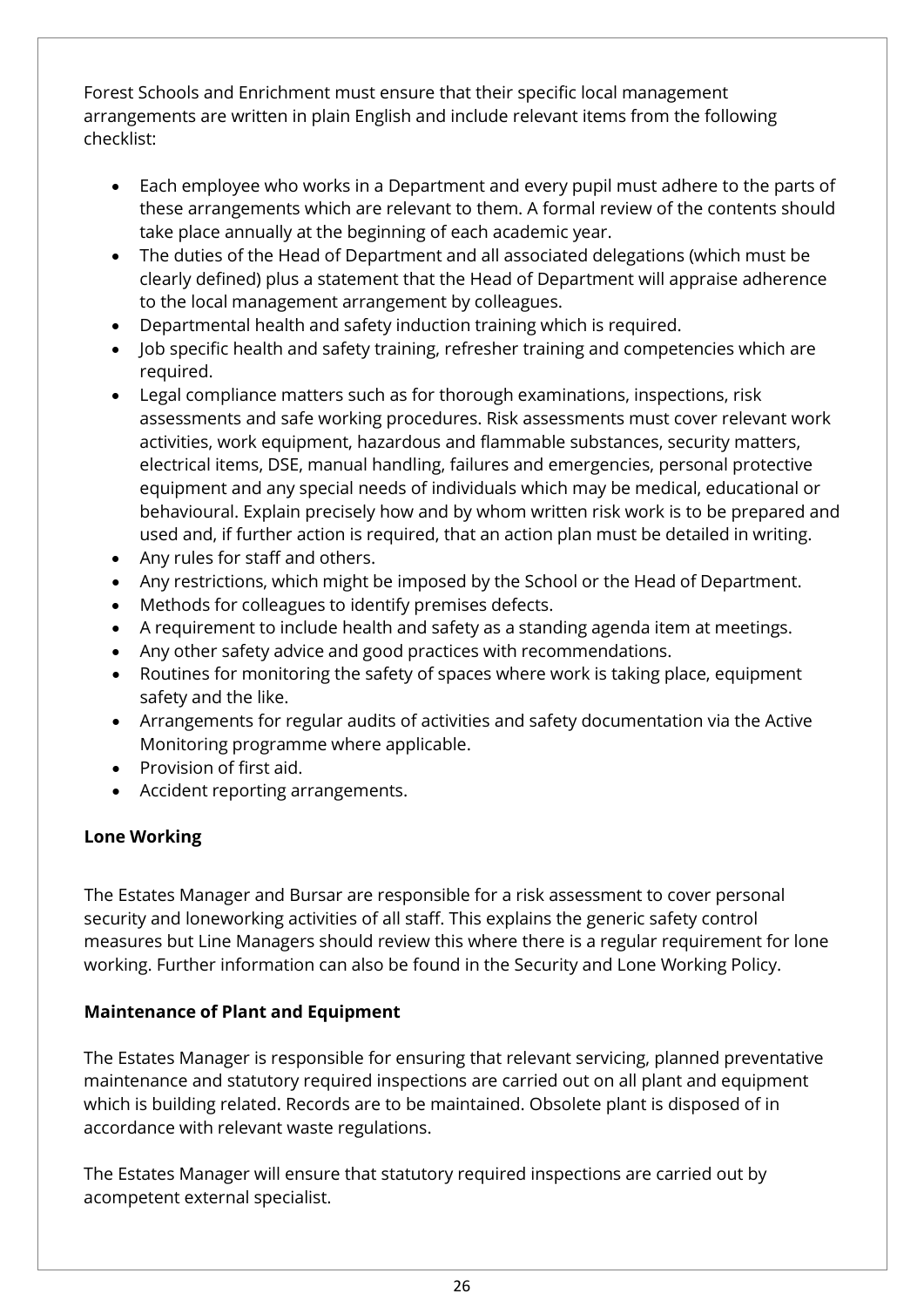Forest Schools and Enrichment must ensure that their specific local management arrangements are written in plain English and include relevant items from the following checklist:

- Each employee who works in a Department and every pupil must adhere to the parts of these arrangements which are relevant to them. A formal review of the contents should take place annually at the beginning of each academic year.
- The duties of the Head of Department and all associated delegations (which must be clearly defined) plus a statement that the Head of Department will appraise adherence to the local management arrangement by colleagues.
- Departmental health and safety induction training which is required.
- Job specific health and safety training, refresher training and competencies which are required.
- Legal compliance matters such as for thorough examinations, inspections, risk assessments and safe working procedures. Risk assessments must cover relevant work activities, work equipment, hazardous and flammable substances, security matters, electrical items, DSE, manual handling, failures and emergencies, personal protective equipment and any special needs of individuals which may be medical, educational or behavioural. Explain precisely how and by whom written risk work is to be prepared and used and, if further action is required, that an action plan must be detailed in writing.
- Any rules for staff and others.
- Any restrictions, which might be imposed by the School or the Head of Department.
- Methods for colleagues to identify premises defects.
- A requirement to include health and safety as a standing agenda item at meetings.
- Any other safety advice and good practices with recommendations.
- Routines for monitoring the safety of spaces where work is taking place, equipment safety and the like.
- Arrangements for regular audits of activities and safety documentation via the Active Monitoring programme where applicable.
- Provision of first aid.
- Accident reporting arrangements.

**Lone Working**

The Estates Manager and Bursar are responsible for a risk assessment to cover personal security and loneworking activities of all staff. This explains the generic safety control measures but Line Managers should review this where there is a regular requirement for lone working. Further information can also be found in the Security and Lone Working Policy.

**Maintenance of Plant and Equipment**

The Estates Manager is responsible for ensuring that relevant servicing, planned preventative maintenance and statutory required inspections are carried out on all plant and equipment which is building related. Records are to be maintained. Obsolete plant is disposed of in accordance with relevant waste regulations.

The Estates Manager will ensure that statutory required inspections are carried out by acompetent external specialist.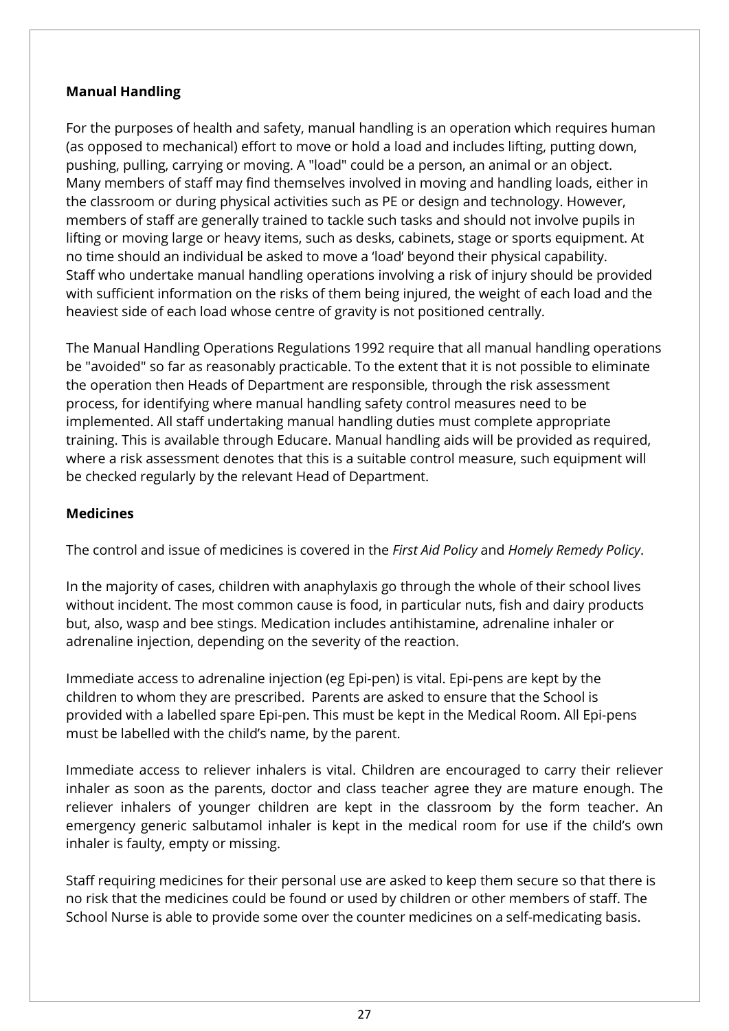**Manual Handling**

For the purposes of health and safety, manual handling is an operation which requires human (as opposed to mechanical) effort to move or hold a load and includes lifting, putting down, pushing, pulling, carrying or moving. A "load" could be a person, an animal or an object. Many members of staff may find themselves involved in moving and handling loads, either in the classroom or during physical activities such as PE or design and technology. However, members of staff are generally trained to tackle such tasks and should not involve pupils in lifting or moving large or heavy items, such as desks, cabinets, stage or sports equipment. At no time should an individual be asked to move a 'load' beyond their physical capability. Staff who undertake manual handling operations involving a risk of injury should be provided with sufficient information on the risks of them being injured, the weight of each load and the heaviest side of each load whose centre of gravity is not positioned centrally.

The Manual Handling Operations Regulations 1992 require that all manual handling operations be "avoided" so far as reasonably practicable. To the extent that it is not possible to eliminate the operation then Heads of Department are responsible, through the risk assessment process, for identifying where manual handling safety control measures need to be implemented. All staff undertaking manual handling duties must complete appropriate training. This is available through Educare. Manual handling aids will be provided as required, where a risk assessment denotes that this is a suitable control measure, such equipment will be checked regularly by the relevant Head of Department.

**Medicines**

The control and issue of medicines is covered in the *First Aid Policy* and *Homely Remedy Policy*.

In the majority of cases, children with anaphylaxis go through the whole of their school lives without incident. The most common cause is food, in particular nuts, fish and dairy products but, also, wasp and bee stings. Medication includes antihistamine, adrenaline inhaler or adrenaline injection, depending on the severity of the reaction.

Immediate access to adrenaline injection (eg Epi-pen) is vital. Epi-pens are kept by the children to whom they are prescribed. Parents are asked to ensure that the School is provided with a labelled spare Epi-pen. This must be kept in the Medical Room. All Epi-pens must be labelled with the child's name, by the parent.

Immediate access to reliever inhalers is vital. Children are encouraged to carry their reliever inhaler as soon as the parents, doctor and class teacher agree they are mature enough. The reliever inhalers of younger children are kept in the classroom by the form teacher. An emergency generic salbutamol inhaler is kept in the medical room for use if the child's own inhaler is faulty, empty or missing.

Staff requiring medicines for their personal use are asked to keep them secure so that there is no risk that the medicines could be found or used by children or other members of staff. The School Nurse is able to provide some over the counter medicines on a self-medicating basis.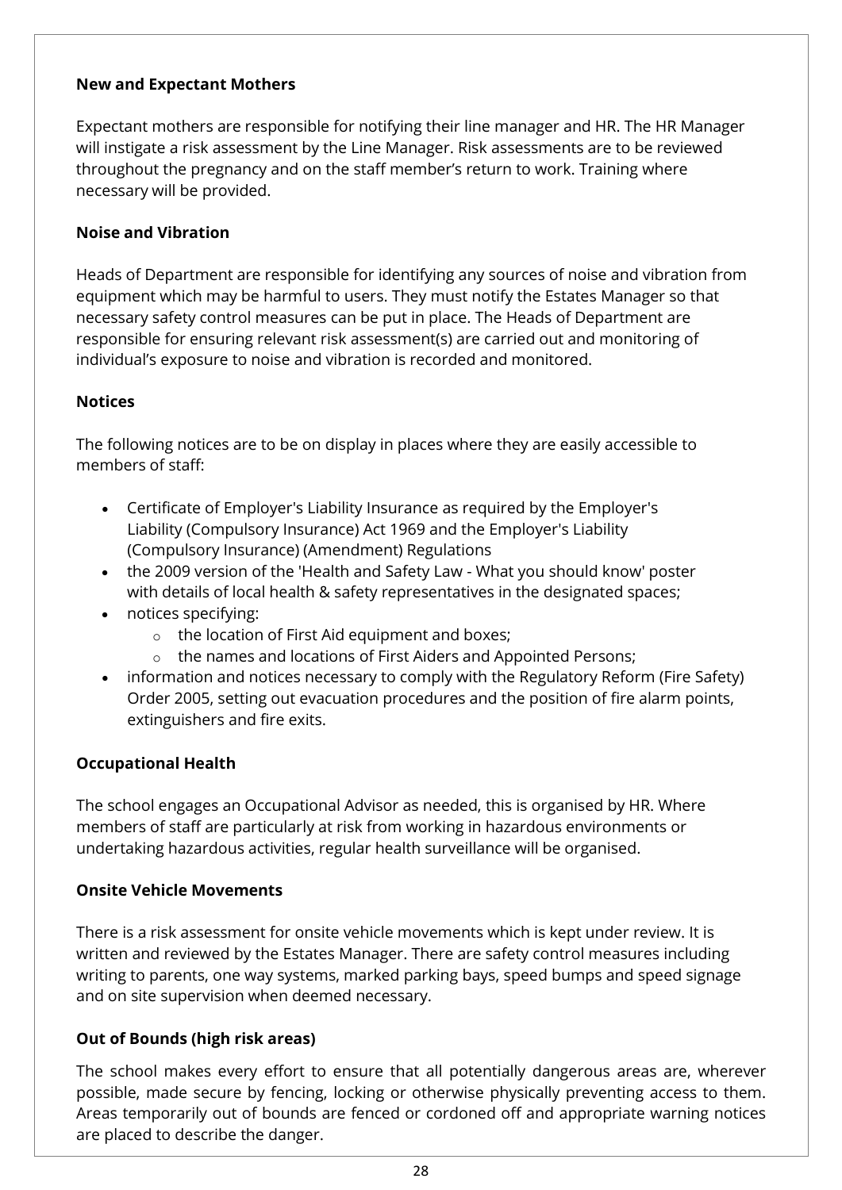**New and Expectant Mothers**

Expectant mothers are responsible for notifying their line manager and HR. The HR Manager will instigate a risk assessment by the Line Manager. Risk assessments are to be reviewed throughout the pregnancy and on the staff member's return to work. Training where necessary will be provided.

**Noise and Vibration**

Heads of Department are responsible for identifying any sources of noise and vibration from equipment which may be harmful to users. They must notify the Estates Manager so that necessary safety control measures can be put in place. The Heads of Department are responsible for ensuring relevant risk assessment(s) are carried out and monitoring of individual's exposure to noise and vibration is recorded and monitored.

**Notices**

The following notices are to be on display in places where they are easily accessible to members of staff:

- Certificate of Employer's Liability Insurance as required by the Employer's Liability (Compulsory Insurance) Act 1969 and the Employer's Liability (Compulsory Insurance) (Amendment) Regulations
- the 2009 version of the 'Health and Safety Law - What you should know' poster with details of local health & safety representatives in the designated spaces;
- notices specifying:
    - the location of First Aid equipment and boxes;
    - the names and locations of First Aiders and Appointed Persons;
- information and notices necessary to comply with the Regulatory Reform (Fire Safety) Order 2005, setting out evacuation procedures and the position of fire alarm points, extinguishers and fire exits.

**Occupational Health**

The school engages an Occupational Advisor as needed, this is organised by HR. Where members of staff are particularly at risk from working in hazardous environments or undertaking hazardous activities, regular health surveillance will be organised.

**Onsite Vehicle Movements**

There is a risk assessment for onsite vehicle movements which is kept under review. It is written and reviewed by the Estates Manager. There are safety control measures including writing to parents, one way systems, marked parking bays, speed bumps and speed signage and on site supervision when deemed necessary.

**Out of Bounds (high risk areas)**

The school makes every effort to ensure that all potentially dangerous areas are, wherever possible, made secure by fencing, locking or otherwise physically preventing access to them. Areas temporarily out of bounds are fenced or cordoned off and appropriate warning notices are placed to describe the danger.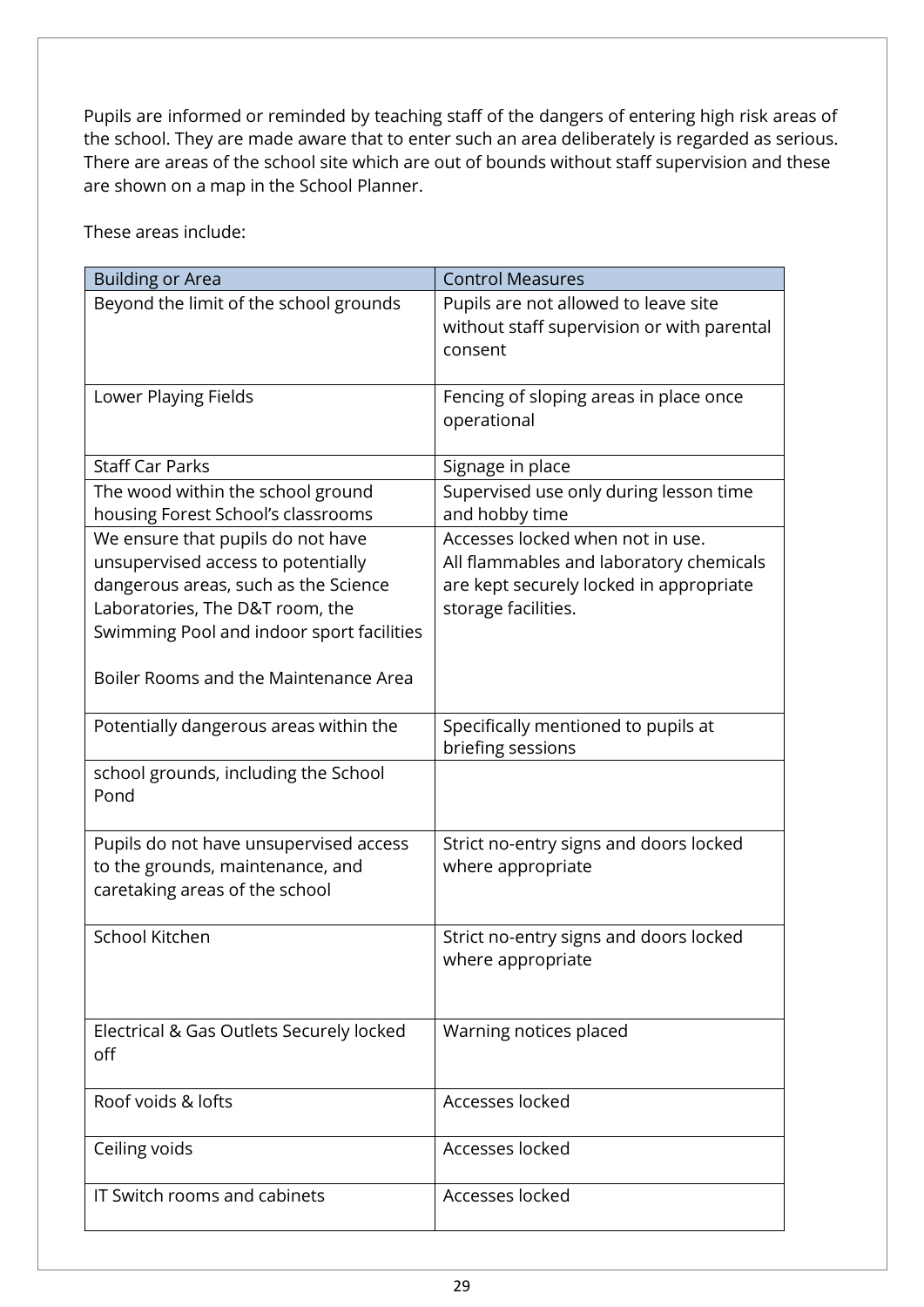Pupils are informed or reminded by teaching staff of the dangers of entering high risk areas of the school. They are made aware that to enter such an area deliberately is regarded as serious. There are areas of the school site which are out of bounds without staff supervision and these are shown on a map in the School Planner.

These areas include:

| Building or Area | Control Measures |
|---|---|
| Beyond the limit of the school grounds | Pupils are not allowed to leave site without staff supervision or with parental consent |
| Lower Playing Fields | Fencing of sloping areas in place once operational |
| Staff Car Parks | Signage in place |
| The wood within the school ground housing Forest School's classrooms | Supervised use only during lesson time and hobby time |
| We ensure that pupils do not have unsupervised access to potentially dangerous areas, such as the Science Laboratories, The D&T room, the Swimming Pool and indoor sport facilities<br><br>Boiler Rooms and the Maintenance Area | Accesses locked when not in use.<br>All flammables and laboratory chemicals are kept securely locked in appropriate storage facilities. |
| Potentially dangerous areas within the | Specifically mentioned to pupils at briefing sessions |
| school grounds, including the School Pond | |
| Pupils do not have unsupervised access to the grounds, maintenance, and caretaking areas of the school | Strict no-entry signs and doors locked where appropriate |
| School Kitchen | Strict no-entry signs and doors locked where appropriate |
| Electrical & Gas Outlets Securely locked off | Warning notices placed |
| Roof voids & lofts | Accesses locked |
| Ceiling voids | Accesses locked |
| IT Switch rooms and cabinets | Accesses locked |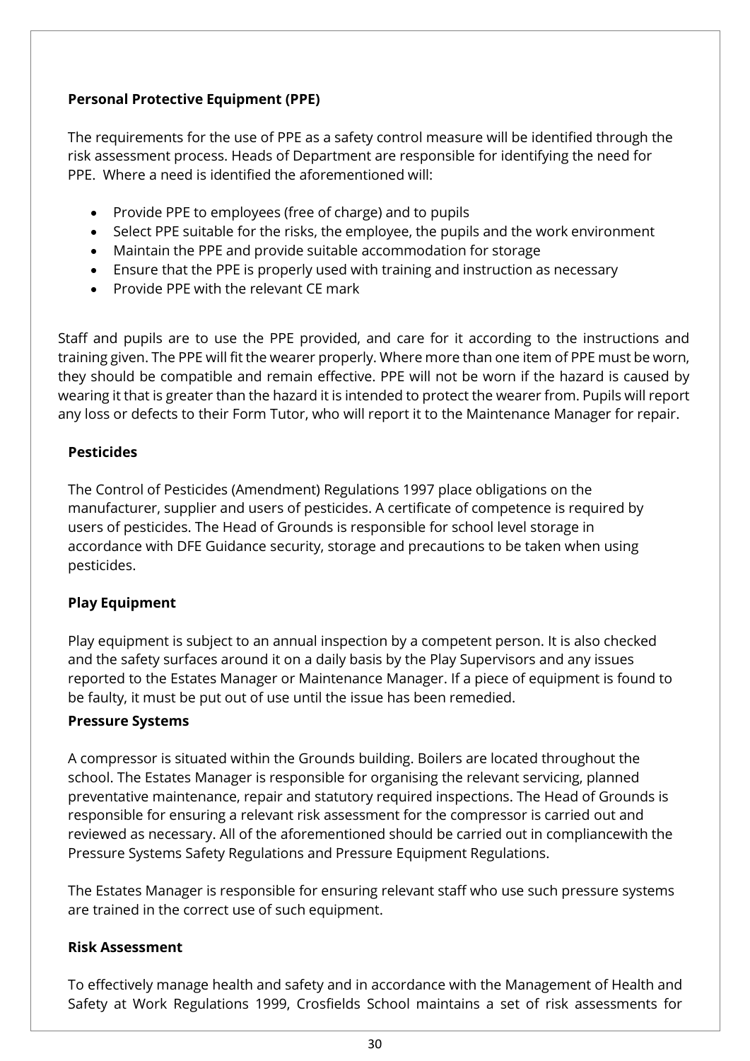**Personal Protective Equipment (PPE)**

The requirements for the use of PPE as a safety control measure will be identified through the risk assessment process. Heads of Department are responsible for identifying the need for PPE. Where a need is identified the aforementioned will:

- Provide PPE to employees (free of charge) and to pupils
- Select PPE suitable for the risks, the employee, the pupils and the work environment
- Maintain the PPE and provide suitable accommodation for storage
- Ensure that the PPE is properly used with training and instruction as necessary
- Provide PPE with the relevant CE mark

Staff and pupils are to use the PPE provided, and care for it according to the instructions and training given. The PPE will fit the wearer properly. Where more than one item of PPE must be worn, they should be compatible and remain effective. PPE will not be worn if the hazard is caused by wearing it that is greater than the hazard it is intended to protect the wearer from. Pupils will report any loss or defects to their Form Tutor, who will report it to the Maintenance Manager for repair.

**Pesticides**

The Control of Pesticides (Amendment) Regulations 1997 place obligations on the manufacturer, supplier and users of pesticides. A certificate of competence is required by users of pesticides. The Head of Grounds is responsible for school level storage in accordance with DFE Guidance security, storage and precautions to be taken when using pesticides.

**Play Equipment**

Play equipment is subject to an annual inspection by a competent person. It is also checked and the safety surfaces around it on a daily basis by the Play Supervisors and any issues reported to the Estates Manager or Maintenance Manager. If a piece of equipment is found to be faulty, it must be put out of use until the issue has been remedied.

**Pressure Systems**

A compressor is situated within the Grounds building. Boilers are located throughout the school. The Estates Manager is responsible for organising the relevant servicing, planned preventative maintenance, repair and statutory required inspections. The Head of Grounds is responsible for ensuring a relevant risk assessment for the compressor is carried out and reviewed as necessary. All of the aforementioned should be carried out in compliancewith the Pressure Systems Safety Regulations and Pressure Equipment Regulations.

The Estates Manager is responsible for ensuring relevant staff who use such pressure systems are trained in the correct use of such equipment.

**Risk Assessment**

To effectively manage health and safety and in accordance with the Management of Health and Safety at Work Regulations 1999, Crosfields School maintains a set of risk assessments for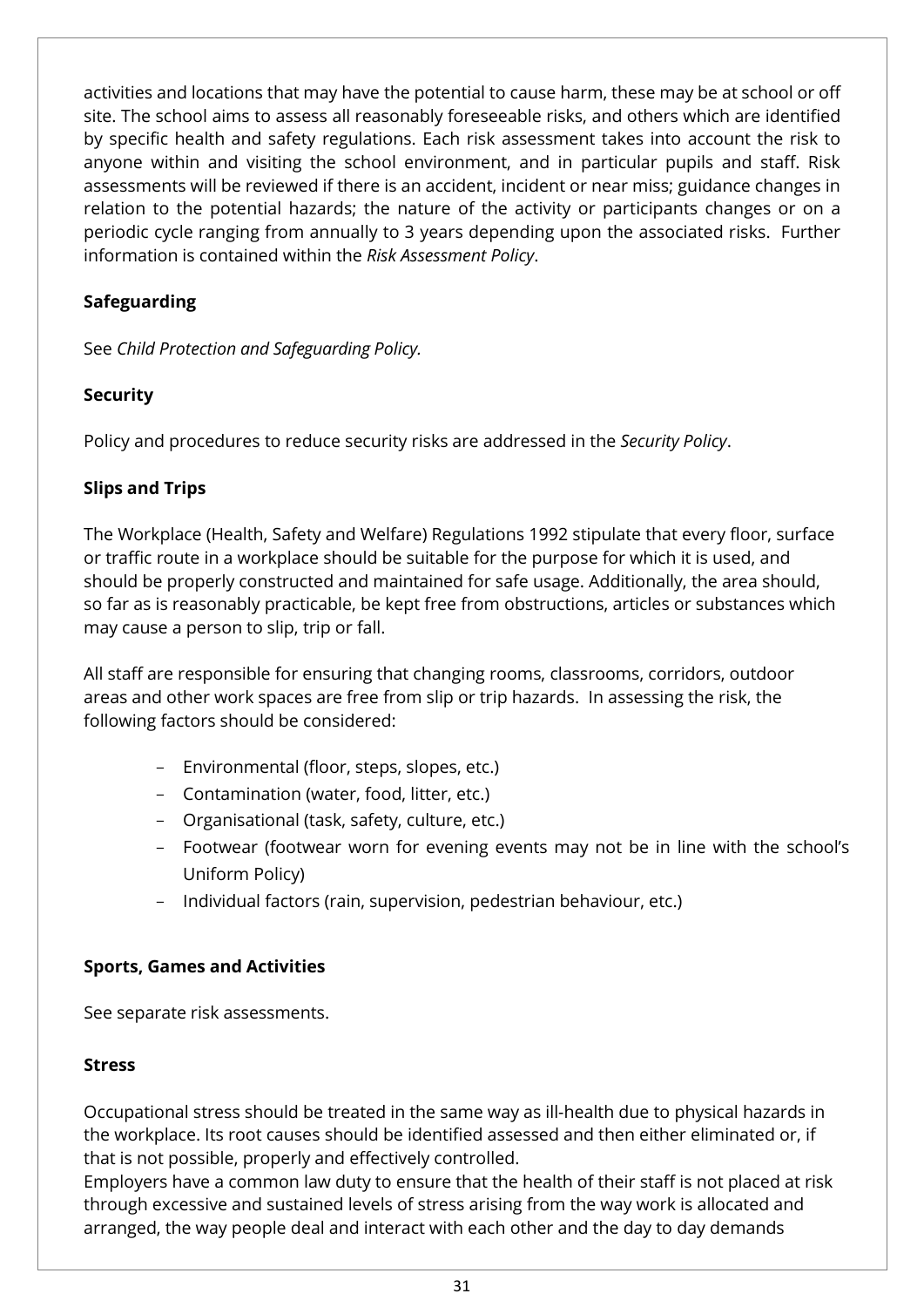activities and locations that may have the potential to cause harm, these may be at school or off site. The school aims to assess all reasonably foreseeable risks, and others which are identified by specific health and safety regulations. Each risk assessment takes into account the risk to anyone within and visiting the school environment, and in particular pupils and staff. Risk assessments will be reviewed if there is an accident, incident or near miss; guidance changes in relation to the potential hazards; the nature of the activity or participants changes or on a periodic cycle ranging from annually to 3 years depending upon the associated risks. Further information is contained within the *Risk Assessment Policy*.

**Safeguarding**

See *Child Protection and Safeguarding Policy.*

**Security**

Policy and procedures to reduce security risks are addressed in the *Security Policy*.

**Slips and Trips**

The Workplace (Health, Safety and Welfare) Regulations 1992 stipulate that every floor, surface or traffic route in a workplace should be suitable for the purpose for which it is used, and should be properly constructed and maintained for safe usage. Additionally, the area should, so far as is reasonably practicable, be kept free from obstructions, articles or substances which may cause a person to slip, trip or fall.

All staff are responsible for ensuring that changing rooms, classrooms, corridors, outdoor areas and other work spaces are free from slip or trip hazards. In assessing the risk, the following factors should be considered:

- Environmental (floor, steps, slopes, etc.)
- Contamination (water, food, litter, etc.)
- Organisational (task, safety, culture, etc.)
- Footwear (footwear worn for evening events may not be in line with the school's Uniform Policy)
- Individual factors (rain, supervision, pedestrian behaviour, etc.)

**Sports, Games and Activities**

See separate risk assessments.

**Stress**

Occupational stress should be treated in the same way as ill-health due to physical hazards in the workplace. Its root causes should be identified assessed and then either eliminated or, if that is not possible, properly and effectively controlled.
Employers have a common law duty to ensure that the health of their staff is not placed at risk through excessive and sustained levels of stress arising from the way work is allocated and arranged, the way people deal and interact with each other and the day to day demands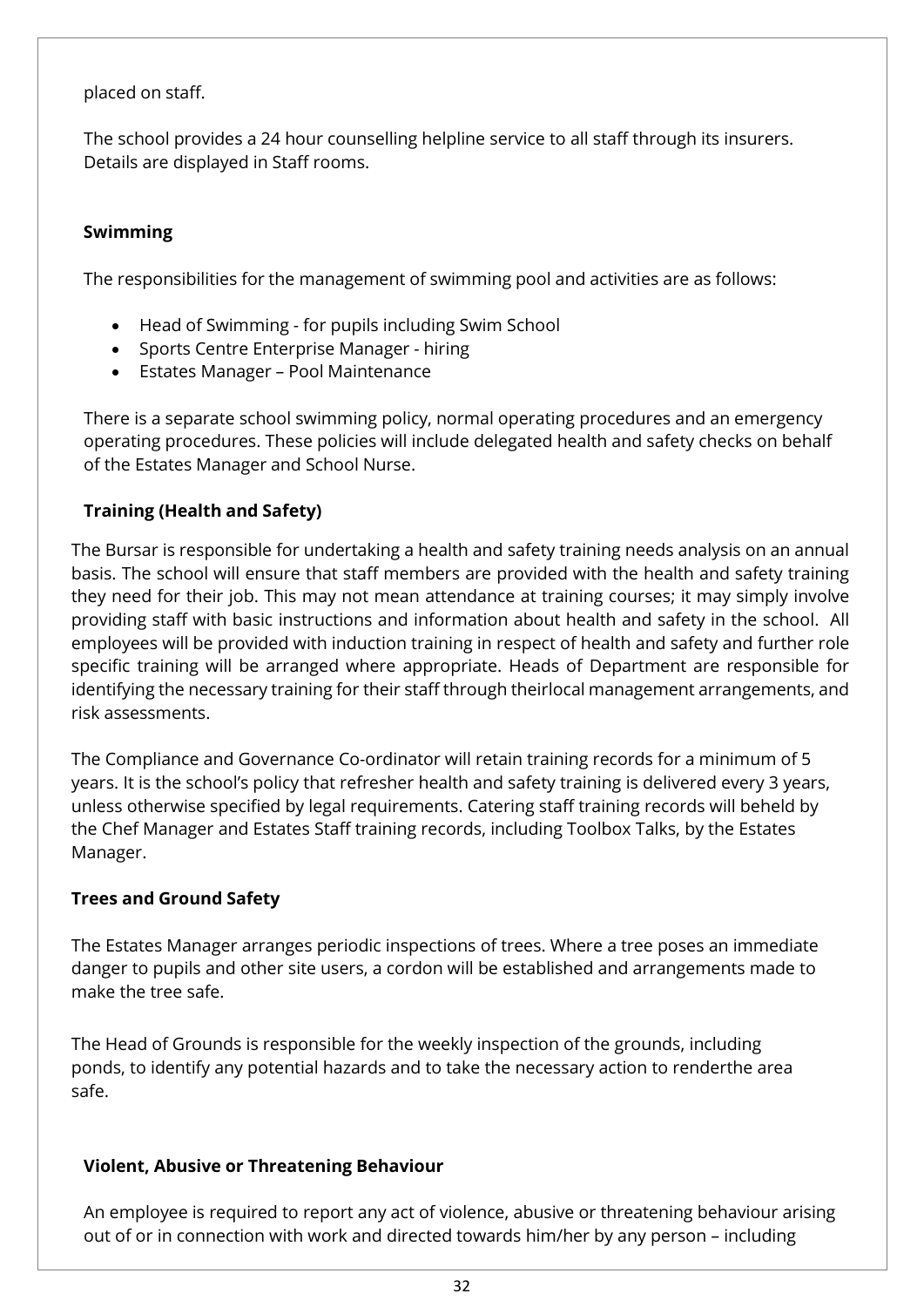placed on staff.

The school provides a 24 hour counselling helpline service to all staff through its insurers. Details are displayed in Staff rooms.

### Swimming

The responsibilities for the management of swimming pool and activities are as follows:

- Head of Swimming - for pupils including Swim School
- Sports Centre Enterprise Manager - hiring
- Estates Manager – Pool Maintenance

There is a separate school swimming policy, normal operating procedures and an emergency operating procedures. These policies will include delegated health and safety checks on behalf of the Estates Manager and School Nurse.

### Training (Health and Safety)

The Bursar is responsible for undertaking a health and safety training needs analysis on an annual basis. The school will ensure that staff members are provided with the health and safety training they need for their job. This may not mean attendance at training courses; it may simply involve providing staff with basic instructions and information about health and safety in the school. All employees will be provided with induction training in respect of health and safety and further role specific training will be arranged where appropriate. Heads of Department are responsible for identifying the necessary training for their staff through theirlocal management arrangements, and risk assessments.

The Compliance and Governance Co-ordinator will retain training records for a minimum of 5 years. It is the school's policy that refresher health and safety training is delivered every 3 years, unless otherwise specified by legal requirements. Catering staff training records will beheld by the Chef Manager and Estates Staff training records, including Toolbox Talks, by the Estates Manager.

### Trees and Ground Safety

The Estates Manager arranges periodic inspections of trees. Where a tree poses an immediate danger to pupils and other site users, a cordon will be established and arrangements made to make the tree safe.

The Head of Grounds is responsible for the weekly inspection of the grounds, including ponds, to identify any potential hazards and to take the necessary action to renderthe area safe.

### Violent, Abusive or Threatening Behaviour

An employee is required to report any act of violence, abusive or threatening behaviour arising out of or in connection with work and directed towards him/her by any person – including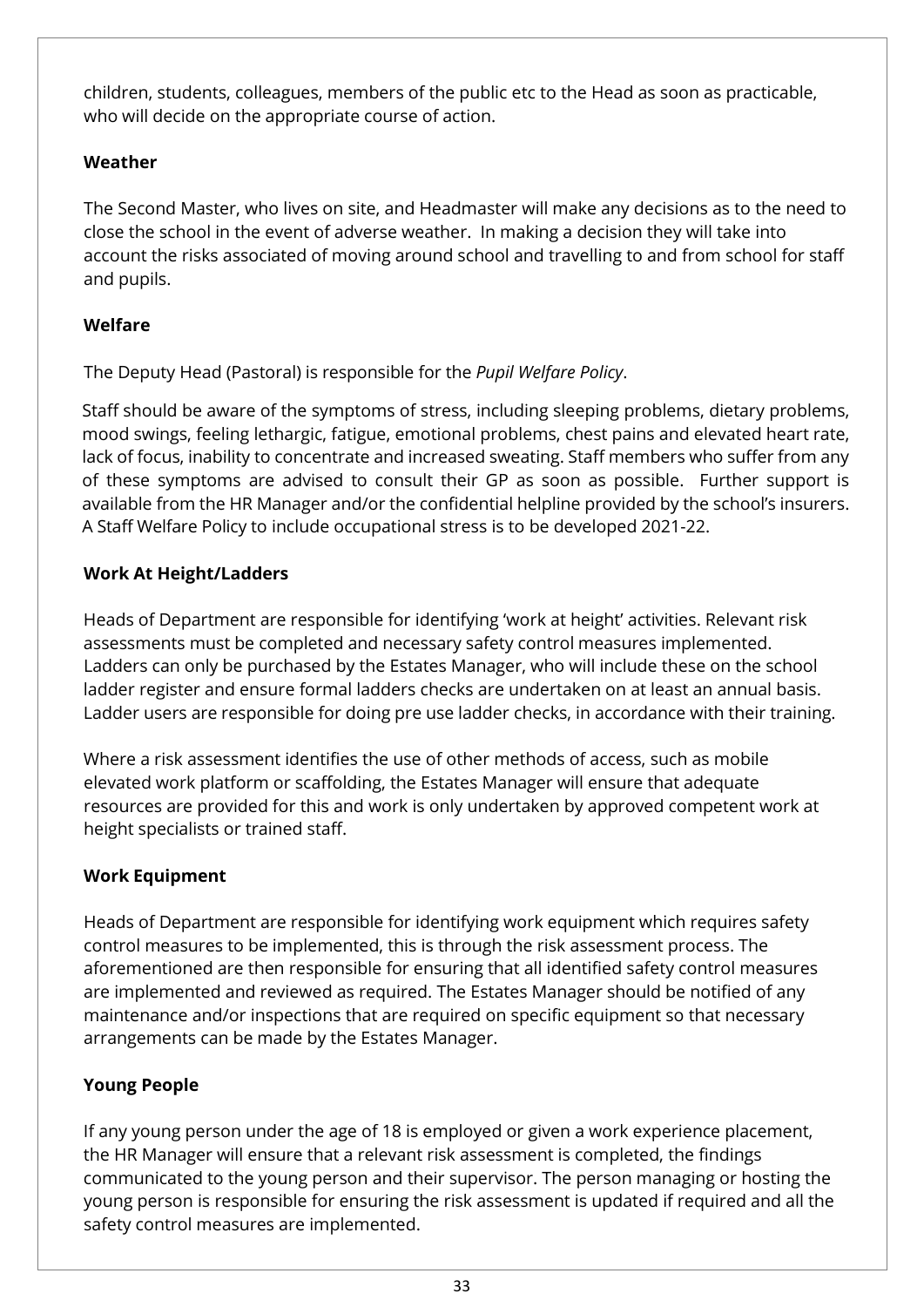children, students, colleagues, members of the public etc to the Head as soon as practicable, who will decide on the appropriate course of action.

**Weather**

The Second Master, who lives on site, and Headmaster will make any decisions as to the need to close the school in the event of adverse weather. In making a decision they will take into account the risks associated of moving around school and travelling to and from school for staff and pupils.

**Welfare**

The Deputy Head (Pastoral) is responsible for the *Pupil Welfare Policy*.

Staff should be aware of the symptoms of stress, including sleeping problems, dietary problems, mood swings, feeling lethargic, fatigue, emotional problems, chest pains and elevated heart rate, lack of focus, inability to concentrate and increased sweating. Staff members who suffer from any of these symptoms are advised to consult their GP as soon as possible. Further support is available from the HR Manager and/or the confidential helpline provided by the school's insurers. A Staff Welfare Policy to include occupational stress is to be developed 2021-22.

**Work At Height/Ladders**

Heads of Department are responsible for identifying 'work at height' activities. Relevant risk assessments must be completed and necessary safety control measures implemented. Ladders can only be purchased by the Estates Manager, who will include these on the school ladder register and ensure formal ladders checks are undertaken on at least an annual basis. Ladder users are responsible for doing pre use ladder checks, in accordance with their training.

Where a risk assessment identifies the use of other methods of access, such as mobile elevated work platform or scaffolding, the Estates Manager will ensure that adequate resources are provided for this and work is only undertaken by approved competent work at height specialists or trained staff.

**Work Equipment**

Heads of Department are responsible for identifying work equipment which requires safety control measures to be implemented, this is through the risk assessment process. The aforementioned are then responsible for ensuring that all identified safety control measures are implemented and reviewed as required. The Estates Manager should be notified of any maintenance and/or inspections that are required on specific equipment so that necessary arrangements can be made by the Estates Manager.

**Young People**

If any young person under the age of 18 is employed or given a work experience placement, the HR Manager will ensure that a relevant risk assessment is completed, the findings communicated to the young person and their supervisor. The person managing or hosting the young person is responsible for ensuring the risk assessment is updated if required and all the safety control measures are implemented.